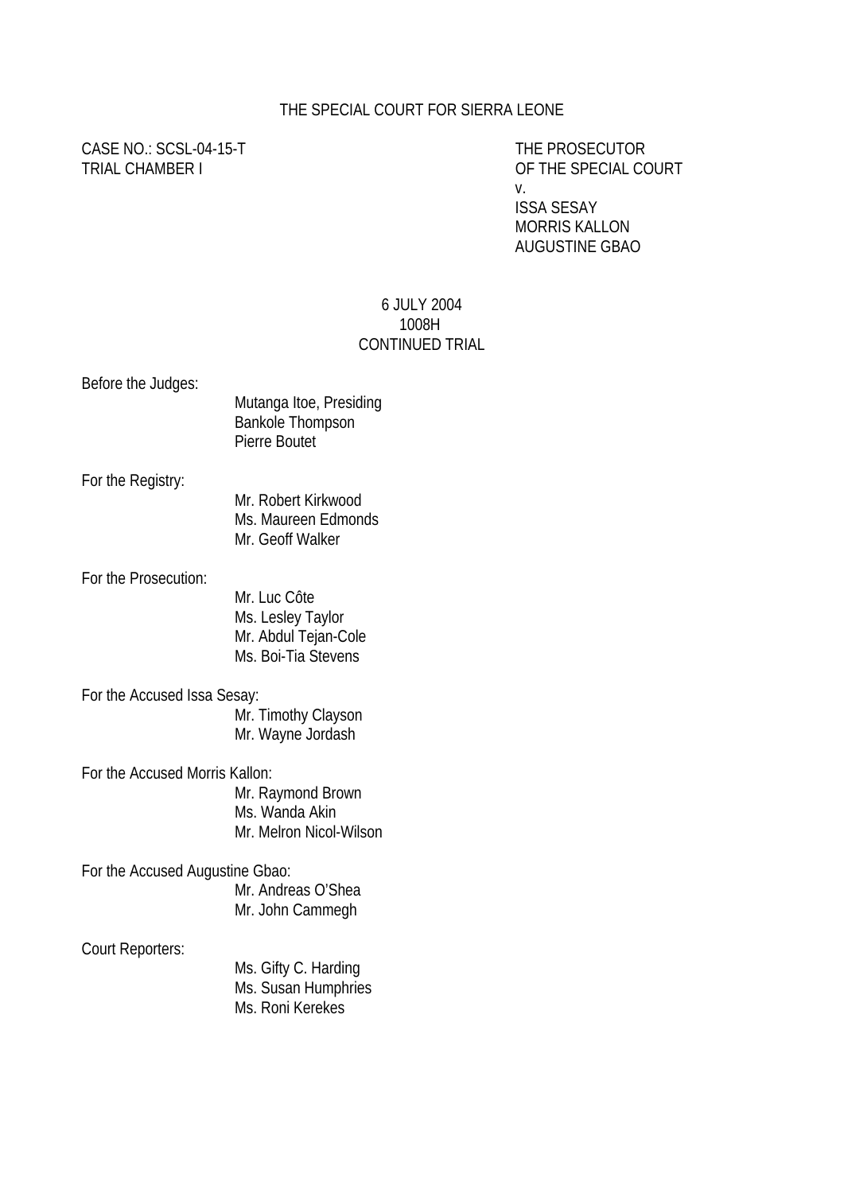THE SPECIAL COURT FOR SIERRA LEONE

CASE NO.: SCSL-04-15-T
TRIAL CHAMBER I

THE PROSECUTOR
OF THE SPECIAL COURT
v.
ISSA SESAY
MORRIS KALLON
AUGUSTINE GBAO

6 JULY 2004
1008H
CONTINUED TRIAL

Before the Judges:
Mutanga Itoe, Presiding
Bankole Thompson
Pierre Boutet

For the Registry:
Mr. Robert Kirkwood
Ms. Maureen Edmonds
Mr. Geoff Walker

For the Prosecution:
Mr. Luc Côte
Ms. Lesley Taylor
Mr. Abdul Tejan-Cole
Ms. Boi-Tia Stevens

For the Accused Issa Sesay:
Mr. Timothy Clayson
Mr. Wayne Jordash

For the Accused Morris Kallon:
Mr. Raymond Brown
Ms. Wanda Akin
Mr. Melron Nicol-Wilson

For the Accused Augustine Gbao:
Mr. Andreas O'Shea
Mr. John Cammegh

Court Reporters:
Ms. Gifty C. Harding
Ms. Susan Humphries
Ms. Roni Kerekes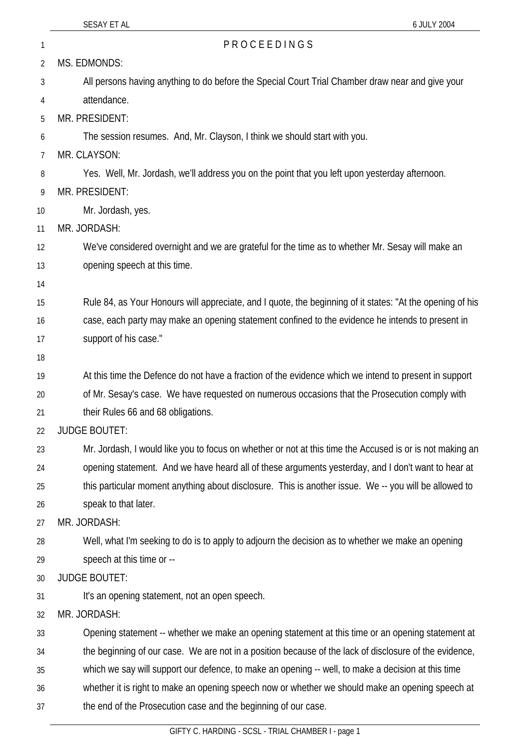PROCEEDINGS

MS. EDMONDS:

All persons having anything to do before the Special Court Trial Chamber draw near and give your attendance.

MR. PRESIDENT:

The session resumes. And, Mr. Clayson, I think we should start with you.

MR. CLAYSON:

Yes. Well, Mr. Jordash, we'll address you on the point that you left upon yesterday afternoon.

MR. PRESIDENT:

Mr. Jordash, yes.

MR. JORDASH:

We've considered overnight and we are grateful for the time as to whether Mr. Sesay will make an opening speech at this time.

Rule 84, as Your Honours will appreciate, and I quote, the beginning of it states: "At the opening of his case, each party may make an opening statement confined to the evidence he intends to present in support of his case."

At this time the Defence do not have a fraction of the evidence which we intend to present in support of Mr. Sesay's case. We have requested on numerous occasions that the Prosecution comply with their Rules 66 and 68 obligations.

JUDGE BOUTET:

Mr. Jordash, I would like you to focus on whether or not at this time the Accused is or is not making an opening statement. And we have heard all of these arguments yesterday, and I don't want to hear at this particular moment anything about disclosure. This is another issue. We -- you will be allowed to speak to that later.

MR. JORDASH:

Well, what I'm seeking to do is to apply to adjourn the decision as to whether we make an opening speech at this time or --

JUDGE BOUTET:

It's an opening statement, not an open speech.

MR. JORDASH:

Opening statement -- whether we make an opening statement at this time or an opening statement at the beginning of our case. We are not in a position because of the lack of disclosure of the evidence, which we say will support our defence, to make an opening -- well, to make a decision at this time whether it is right to make an opening speech now or whether we should make an opening speech at the end of the Prosecution case and the beginning of our case.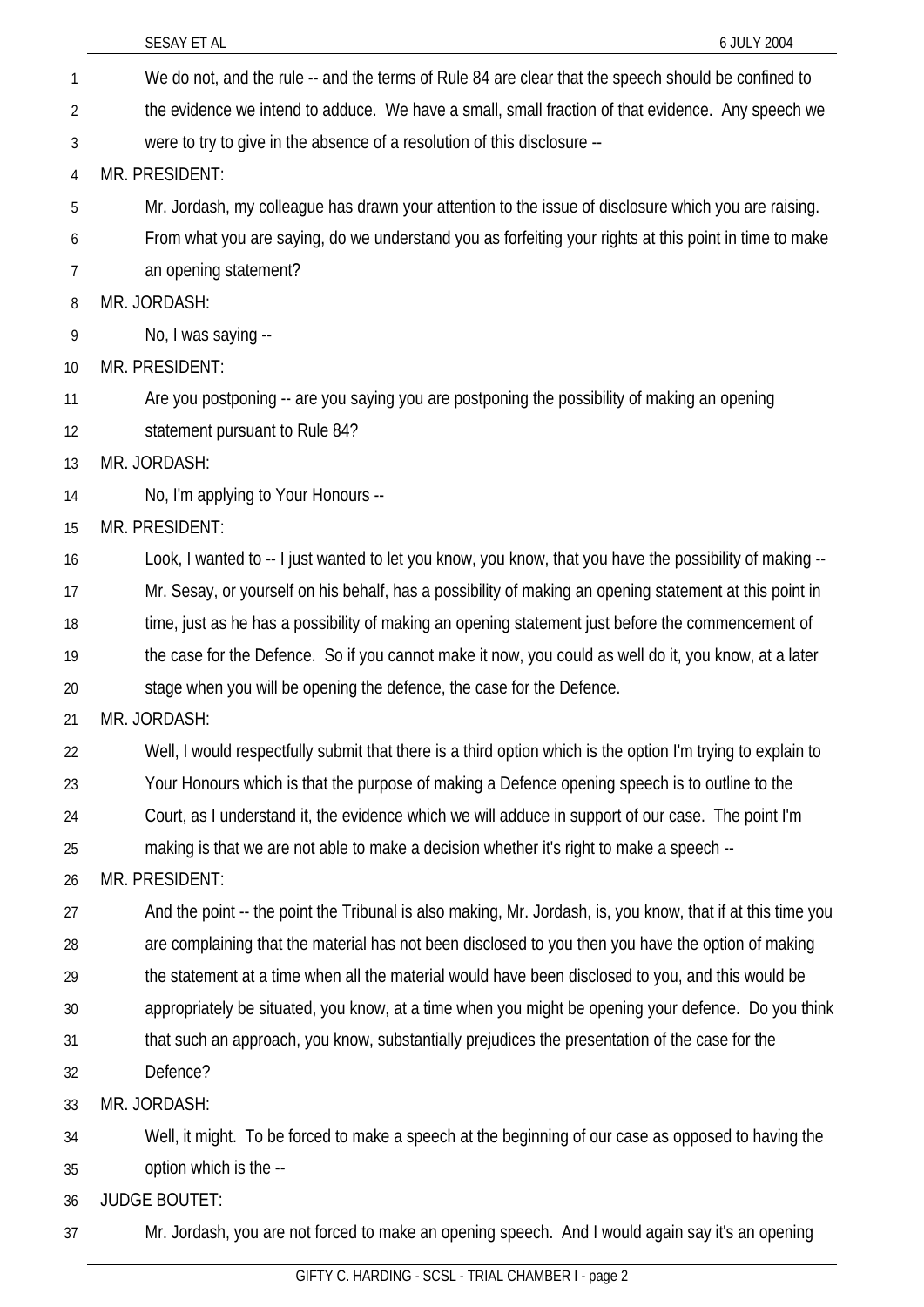We do not, and the rule -- and the terms of Rule 84 are clear that the speech should be confined to the evidence we intend to adduce. We have a small, small fraction of that evidence. Any speech we were to try to give in the absence of a resolution of this disclosure --

MR. PRESIDENT:

Mr. Jordash, my colleague has drawn your attention to the issue of disclosure which you are raising. From what you are saying, do we understand you as forfeiting your rights at this point in time to make an opening statement?

MR. JORDASH:

No, I was saying --

MR. PRESIDENT:

Are you postponing -- are you saying you are postponing the possibility of making an opening statement pursuant to Rule 84?

MR. JORDASH:

No, I'm applying to Your Honours --

MR. PRESIDENT:

Look, I wanted to -- I just wanted to let you know, you know, that you have the possibility of making -- Mr. Sesay, or yourself on his behalf, has a possibility of making an opening statement at this point in time, just as he has a possibility of making an opening statement just before the commencement of the case for the Defence. So if you cannot make it now, you could as well do it, you know, at a later stage when you will be opening the defence, the case for the Defence.

MR. JORDASH:

Well, I would respectfully submit that there is a third option which is the option I'm trying to explain to Your Honours which is that the purpose of making a Defence opening speech is to outline to the Court, as I understand it, the evidence which we will adduce in support of our case. The point I'm making is that we are not able to make a decision whether it's right to make a speech --

MR. PRESIDENT:

And the point -- the point the Tribunal is also making, Mr. Jordash, is, you know, that if at this time you are complaining that the material has not been disclosed to you then you have the option of making the statement at a time when all the material would have been disclosed to you, and this would be appropriately be situated, you know, at a time when you might be opening your defence. Do you think that such an approach, you know, substantially prejudices the presentation of the case for the Defence?

MR. JORDASH:

Well, it might. To be forced to make a speech at the beginning of our case as opposed to having the option which is the --

JUDGE BOUTET:

Mr. Jordash, you are not forced to make an opening speech. And I would again say it's an opening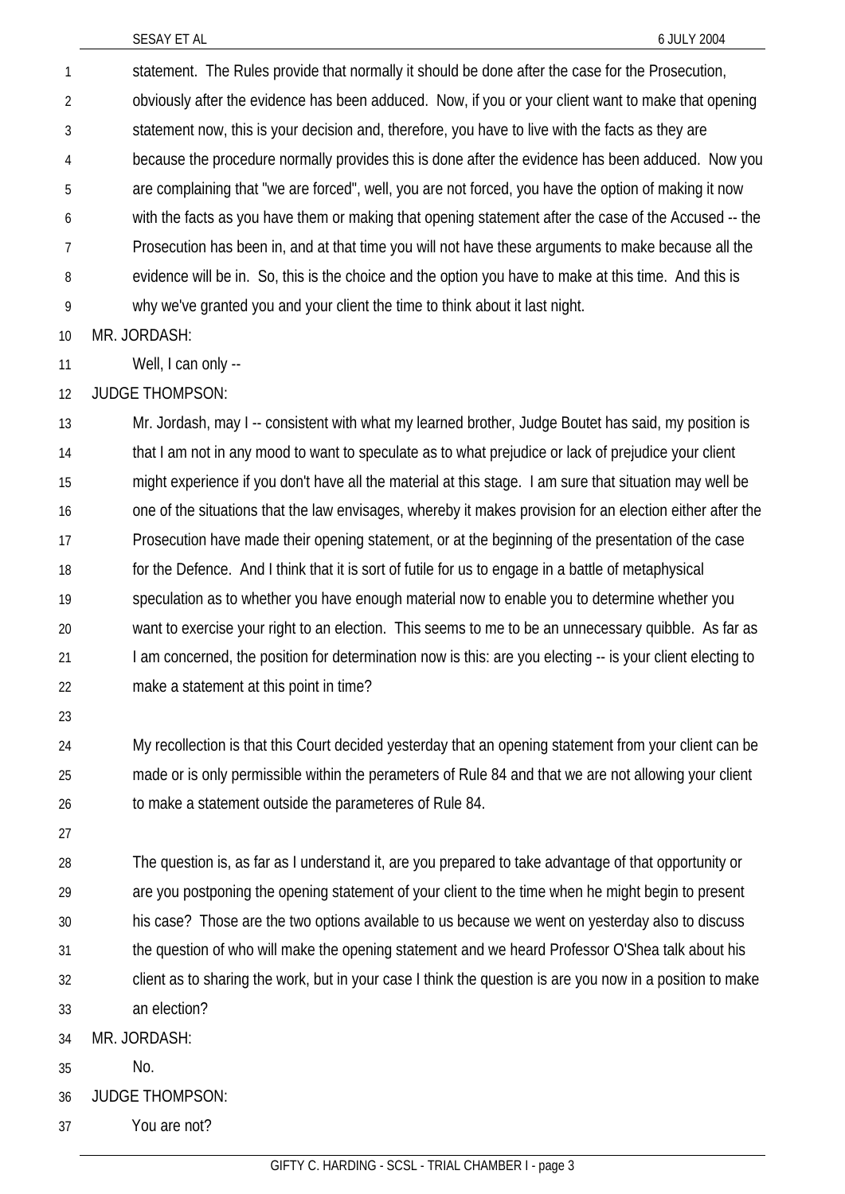statement. The Rules provide that normally it should be done after the case for the Prosecution, obviously after the evidence has been adduced. Now, if you or your client want to make that opening statement now, this is your decision and, therefore, you have to live with the facts as they are because the procedure normally provides this is done after the evidence has been adduced. Now you are complaining that "we are forced", well, you are not forced, you have the option of making it now with the facts as you have them or making that opening statement after the case of the Accused -- the Prosecution has been in, and at that time you will not have these arguments to make because all the evidence will be in. So, this is the choice and the option you have to make at this time. And this is why we've granted you and your client the time to think about it last night.

MR. JORDASH:

Well, I can only --

JUDGE THOMPSON:

Mr. Jordash, may I -- consistent with what my learned brother, Judge Boutet has said, my position is that I am not in any mood to want to speculate as to what prejudice or lack of prejudice your client might experience if you don't have all the material at this stage. I am sure that situation may well be one of the situations that the law envisages, whereby it makes provision for an election either after the Prosecution have made their opening statement, or at the beginning of the presentation of the case for the Defence. And I think that it is sort of futile for us to engage in a battle of metaphysical speculation as to whether you have enough material now to enable you to determine whether you want to exercise your right to an election. This seems to me to be an unnecessary quibble. As far as I am concerned, the position for determination now is this: are you electing -- is your client electing to make a statement at this point in time?

My recollection is that this Court decided yesterday that an opening statement from your client can be made or is only permissible within the perameters of Rule 84 and that we are not allowing your client to make a statement outside the parameteres of Rule 84.

The question is, as far as I understand it, are you prepared to take advantage of that opportunity or are you postponing the opening statement of your client to the time when he might begin to present his case? Those are the two options available to us because we went on yesterday also to discuss the question of who will make the opening statement and we heard Professor O'Shea talk about his client as to sharing the work, but in your case I think the question is are you now in a position to make an election?

MR. JORDASH:

No.

JUDGE THOMPSON:

You are not?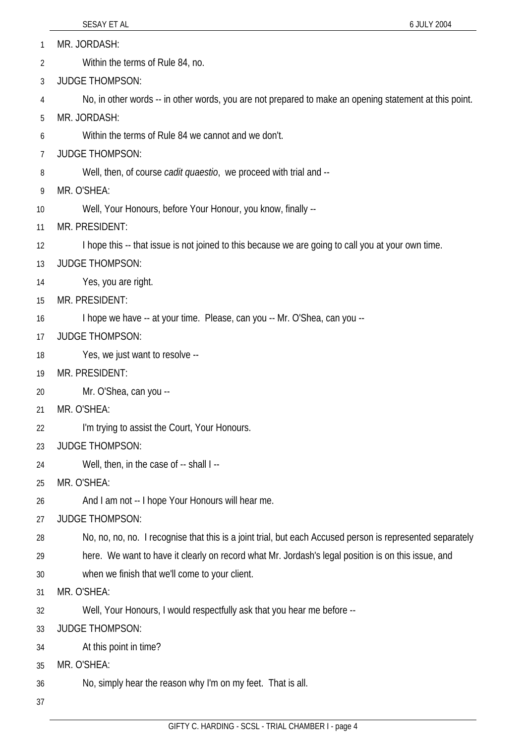MR. JORDASH:

Within the terms of Rule 84, no.

JUDGE THOMPSON:

No, in other words -- in other words, you are not prepared to make an opening statement at this point.

MR. JORDASH:

Within the terms of Rule 84 we cannot and we don't.

JUDGE THOMPSON:

Well, then, of course *cadit quaestio*, we proceed with trial and --

MR. O'SHEA:

Well, Your Honours, before Your Honour, you know, finally --

MR. PRESIDENT:

I hope this -- that issue is not joined to this because we are going to call you at your own time.

JUDGE THOMPSON:

Yes, you are right.

MR. PRESIDENT:

I hope we have -- at your time. Please, can you -- Mr. O'Shea, can you --

JUDGE THOMPSON:

Yes, we just want to resolve --

MR. PRESIDENT:

Mr. O'Shea, can you --

MR. O'SHEA:

I'm trying to assist the Court, Your Honours.

JUDGE THOMPSON:

Well, then, in the case of -- shall I --

MR. O'SHEA:

And I am not -- I hope Your Honours will hear me.

JUDGE THOMPSON:

No, no, no, no. I recognise that this is a joint trial, but each Accused person is represented separately here. We want to have it clearly on record what Mr. Jordash's legal position is on this issue, and when we finish that we'll come to your client.

MR. O'SHEA:

Well, Your Honours, I would respectfully ask that you hear me before --

JUDGE THOMPSON:

At this point in time?

MR. O'SHEA:

No, simply hear the reason why I'm on my feet. That is all.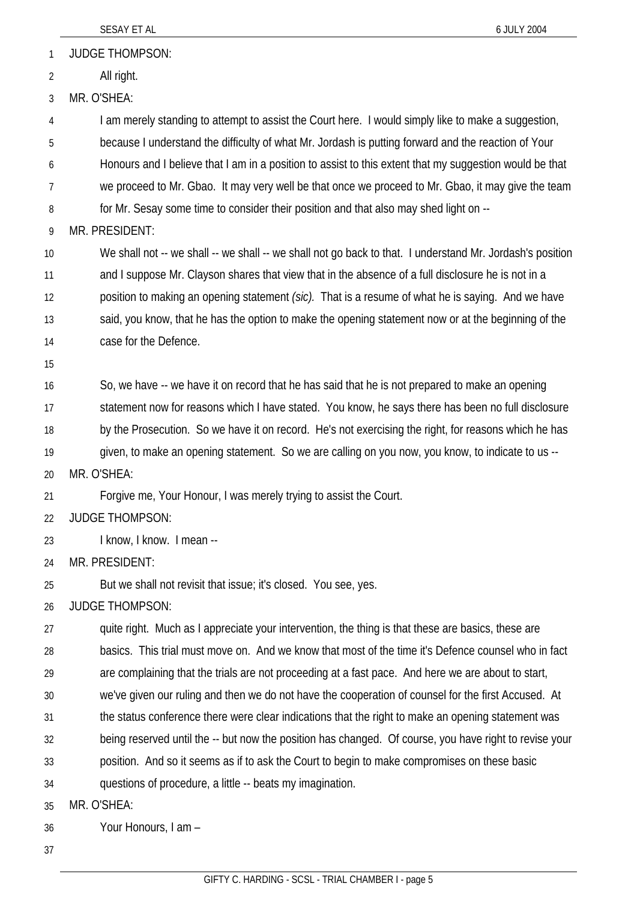JUDGE THOMPSON:

All right.

MR. O'SHEA:

I am merely standing to attempt to assist the Court here. I would simply like to make a suggestion, because I understand the difficulty of what Mr. Jordash is putting forward and the reaction of Your Honours and I believe that I am in a position to assist to this extent that my suggestion would be that we proceed to Mr. Gbao. It may very well be that once we proceed to Mr. Gbao, it may give the team for Mr. Sesay some time to consider their position and that also may shed light on --

MR. PRESIDENT:

We shall not -- we shall -- we shall -- we shall not go back to that. I understand Mr. Jordash's position and I suppose Mr. Clayson shares that view that in the absence of a full disclosure he is not in a position to making an opening statement *(sic).* That is a resume of what he is saying. And we have said, you know, that he has the option to make the opening statement now or at the beginning of the case for the Defence.

So, we have -- we have it on record that he has said that he is not prepared to make an opening statement now for reasons which I have stated. You know, he says there has been no full disclosure by the Prosecution. So we have it on record. He's not exercising the right, for reasons which he has given, to make an opening statement. So we are calling on you now, you know, to indicate to us --

MR. O'SHEA:

Forgive me, Your Honour, I was merely trying to assist the Court.

JUDGE THOMPSON:

I know, I know. I mean --

MR. PRESIDENT:

But we shall not revisit that issue; it's closed. You see, yes.

JUDGE THOMPSON:

quite right. Much as I appreciate your intervention, the thing is that these are basics, these are basics. This trial must move on. And we know that most of the time it's Defence counsel who in fact are complaining that the trials are not proceeding at a fast pace. And here we are about to start, we've given our ruling and then we do not have the cooperation of counsel for the first Accused. At the status conference there were clear indications that the right to make an opening statement was being reserved until the -- but now the position has changed. Of course, you have right to revise your position. And so it seems as if to ask the Court to begin to make compromises on these basic questions of procedure, a little -- beats my imagination.

MR. O'SHEA:

Your Honours, I am –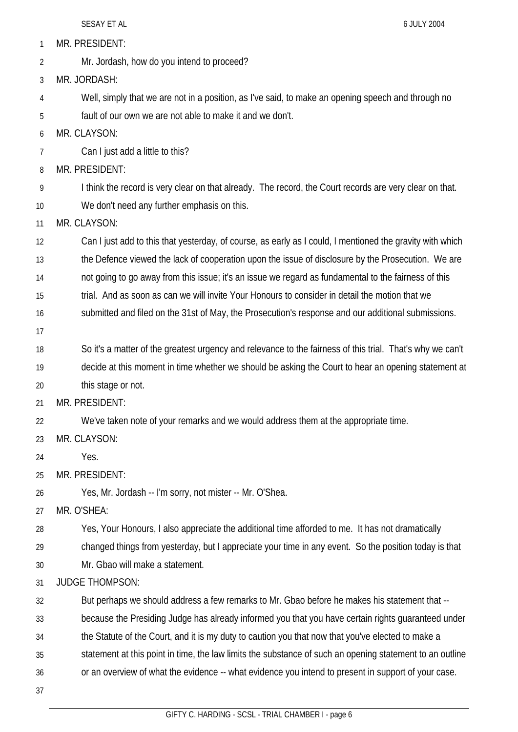MR. PRESIDENT:

Mr. Jordash, how do you intend to proceed?

MR. JORDASH:

Well, simply that we are not in a position, as I've said, to make an opening speech and through no fault of our own we are not able to make it and we don't.

MR. CLAYSON:

Can I just add a little to this?

MR. PRESIDENT:

I think the record is very clear on that already. The record, the Court records are very clear on that. We don't need any further emphasis on this.

MR. CLAYSON:

Can I just add to this that yesterday, of course, as early as I could, I mentioned the gravity with which the Defence viewed the lack of cooperation upon the issue of disclosure by the Prosecution. We are not going to go away from this issue; it's an issue we regard as fundamental to the fairness of this trial. And as soon as can we will invite Your Honours to consider in detail the motion that we submitted and filed on the 31st of May, the Prosecution's response and our additional submissions.

So it's a matter of the greatest urgency and relevance to the fairness of this trial. That's why we can't decide at this moment in time whether we should be asking the Court to hear an opening statement at this stage or not.

MR. PRESIDENT:

We've taken note of your remarks and we would address them at the appropriate time.

MR. CLAYSON:

Yes.

MR. PRESIDENT:

Yes, Mr. Jordash -- I'm sorry, not mister -- Mr. O'Shea.

MR. O'SHEA:

Yes, Your Honours, I also appreciate the additional time afforded to me. It has not dramatically changed things from yesterday, but I appreciate your time in any event. So the position today is that Mr. Gbao will make a statement.

JUDGE THOMPSON:

But perhaps we should address a few remarks to Mr. Gbao before he makes his statement that -- because the Presiding Judge has already informed you that you have certain rights guaranteed under the Statute of the Court, and it is my duty to caution you that now that you've elected to make a statement at this point in time, the law limits the substance of such an opening statement to an outline or an overview of what the evidence -- what evidence you intend to present in support of your case.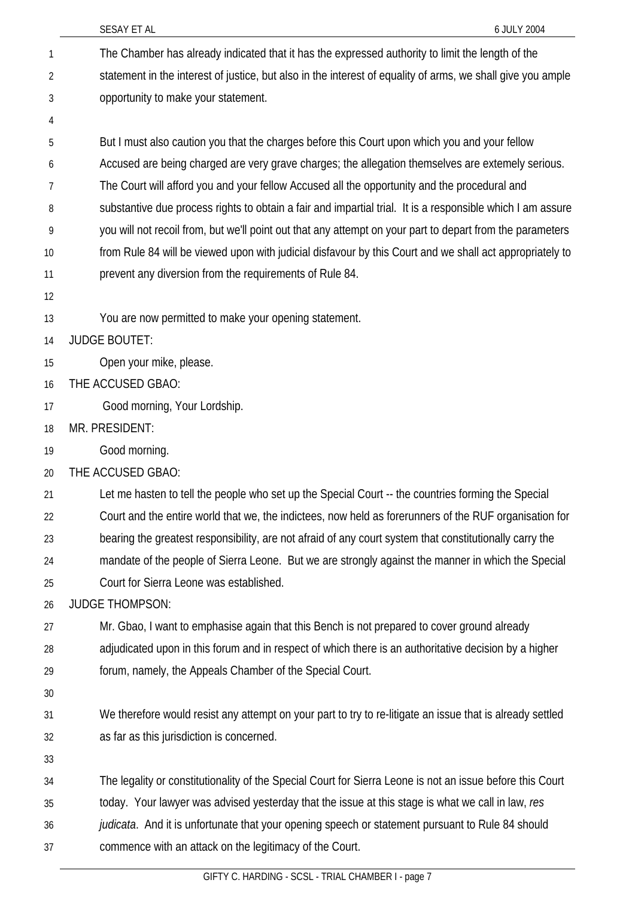The Chamber has already indicated that it has the expressed authority to limit the length of the statement in the interest of justice, but also in the interest of equality of arms, we shall give you ample opportunity to make your statement.

But I must also caution you that the charges before this Court upon which you and your fellow Accused are being charged are very grave charges; the allegation themselves are extemely serious. The Court will afford you and your fellow Accused all the opportunity and the procedural and substantive due process rights to obtain a fair and impartial trial. It is a responsible which I am assure you will not recoil from, but we'll point out that any attempt on your part to depart from the parameters from Rule 84 will be viewed upon with judicial disfavour by this Court and we shall act appropriately to prevent any diversion from the requirements of Rule 84.

You are now permitted to make your opening statement.

JUDGE BOUTET:

Open your mike, please.

THE ACCUSED GBAO:

Good morning, Your Lordship.

MR. PRESIDENT:

Good morning.

THE ACCUSED GBAO:

Let me hasten to tell the people who set up the Special Court -- the countries forming the Special Court and the entire world that we, the indictees, now held as forerunners of the RUF organisation for bearing the greatest responsibility, are not afraid of any court system that constitutionally carry the mandate of the people of Sierra Leone. But we are strongly against the manner in which the Special Court for Sierra Leone was established.

JUDGE THOMPSON:

Mr. Gbao, I want to emphasise again that this Bench is not prepared to cover ground already adjudicated upon in this forum and in respect of which there is an authoritative decision by a higher forum, namely, the Appeals Chamber of the Special Court.

We therefore would resist any attempt on your part to try to re-litigate an issue that is already settled as far as this jurisdiction is concerned.

The legality or constitutionality of the Special Court for Sierra Leone is not an issue before this Court today. Your lawyer was advised yesterday that the issue at this stage is what we call in law, *res judicata*. And it is unfortunate that your opening speech or statement pursuant to Rule 84 should commence with an attack on the legitimacy of the Court.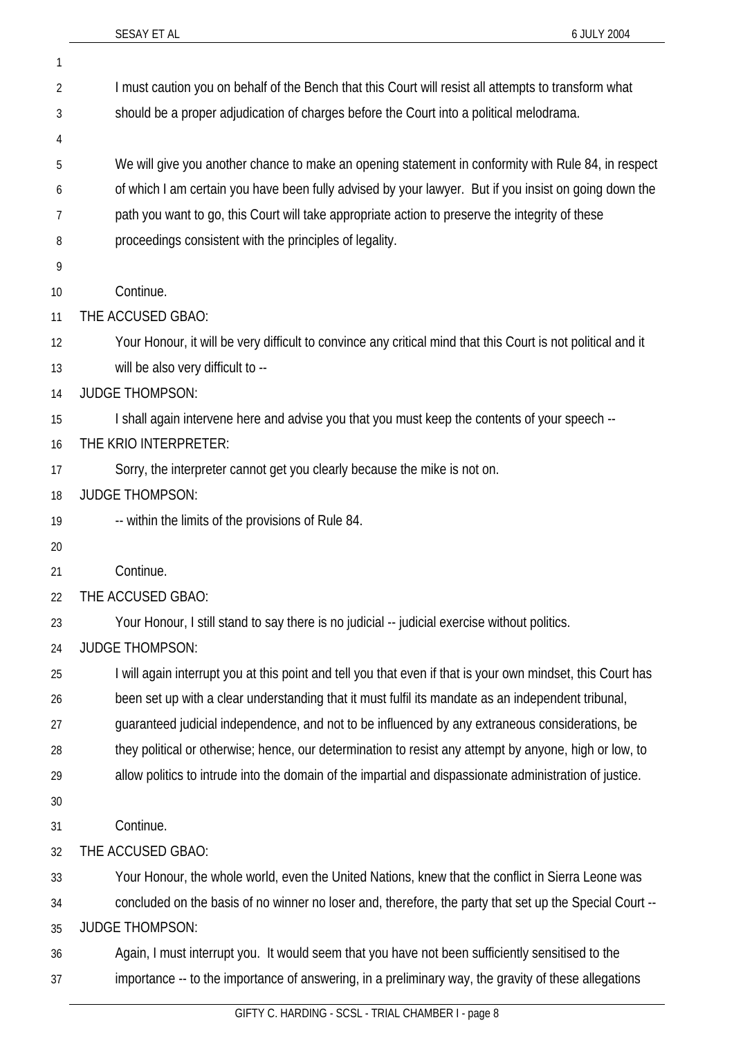I must caution you on behalf of the Bench that this Court will resist all attempts to transform what should be a proper adjudication of charges before the Court into a political melodrama.

We will give you another chance to make an opening statement in conformity with Rule 84, in respect of which I am certain you have been fully advised by your lawyer. But if you insist on going down the path you want to go, this Court will take appropriate action to preserve the integrity of these proceedings consistent with the principles of legality.

Continue.

THE ACCUSED GBAO:

Your Honour, it will be very difficult to convince any critical mind that this Court is not political and it will be also very difficult to --

JUDGE THOMPSON:

I shall again intervene here and advise you that you must keep the contents of your speech --

THE KRIO INTERPRETER:

Sorry, the interpreter cannot get you clearly because the mike is not on.

JUDGE THOMPSON:

-- within the limits of the provisions of Rule 84.

Continue.

THE ACCUSED GBAO:

Your Honour, I still stand to say there is no judicial -- judicial exercise without politics.

JUDGE THOMPSON:

I will again interrupt you at this point and tell you that even if that is your own mindset, this Court has been set up with a clear understanding that it must fulfil its mandate as an independent tribunal, guaranteed judicial independence, and not to be influenced by any extraneous considerations, be they political or otherwise; hence, our determination to resist any attempt by anyone, high or low, to allow politics to intrude into the domain of the impartial and dispassionate administration of justice.

Continue.

THE ACCUSED GBAO:

Your Honour, the whole world, even the United Nations, knew that the conflict in Sierra Leone was concluded on the basis of no winner no loser and, therefore, the party that set up the Special Court --

JUDGE THOMPSON:

Again, I must interrupt you. It would seem that you have not been sufficiently sensitised to the importance -- to the importance of answering, in a preliminary way, the gravity of these allegations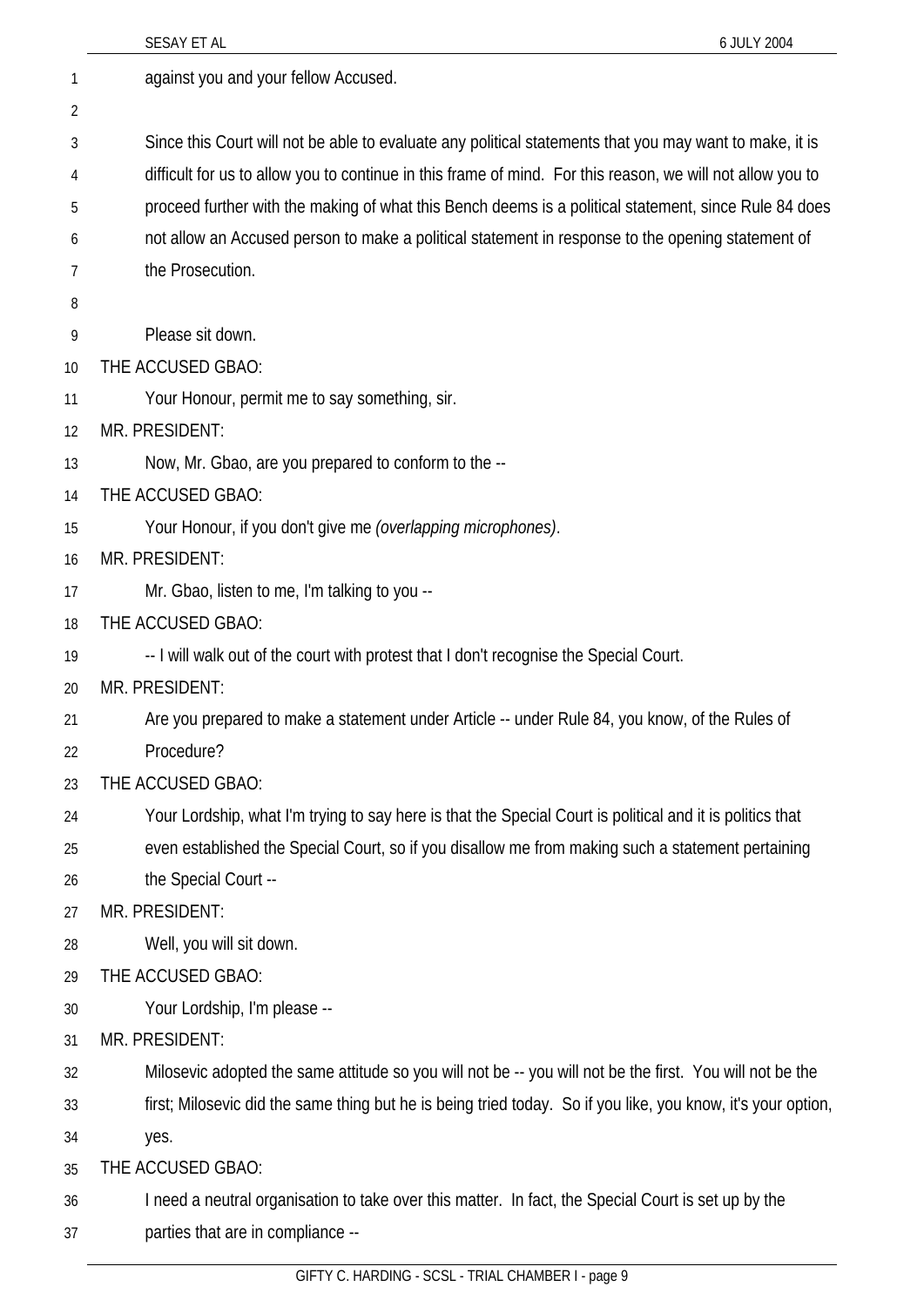against you and your fellow Accused.

Since this Court will not be able to evaluate any political statements that you may want to make, it is difficult for us to allow you to continue in this frame of mind. For this reason, we will not allow you to proceed further with the making of what this Bench deems is a political statement, since Rule 84 does not allow an Accused person to make a political statement in response to the opening statement of the Prosecution.

Please sit down.

THE ACCUSED GBAO:

Your Honour, permit me to say something, sir.

MR. PRESIDENT:

Now, Mr. Gbao, are you prepared to conform to the --

THE ACCUSED GBAO:

Your Honour, if you don't give me *(overlapping microphones)*.

MR. PRESIDENT:

Mr. Gbao, listen to me, I'm talking to you --

THE ACCUSED GBAO:

-- I will walk out of the court with protest that I don't recognise the Special Court.

MR. PRESIDENT:

Are you prepared to make a statement under Article -- under Rule 84, you know, of the Rules of Procedure?

THE ACCUSED GBAO:

Your Lordship, what I'm trying to say here is that the Special Court is political and it is politics that even established the Special Court, so if you disallow me from making such a statement pertaining the Special Court --

MR. PRESIDENT:

Well, you will sit down.

THE ACCUSED GBAO:

Your Lordship, I'm please --

MR. PRESIDENT:

Milosevic adopted the same attitude so you will not be -- you will not be the first. You will not be the first; Milosevic did the same thing but he is being tried today. So if you like, you know, it's your option, yes.

THE ACCUSED GBAO:

I need a neutral organisation to take over this matter. In fact, the Special Court is set up by the parties that are in compliance --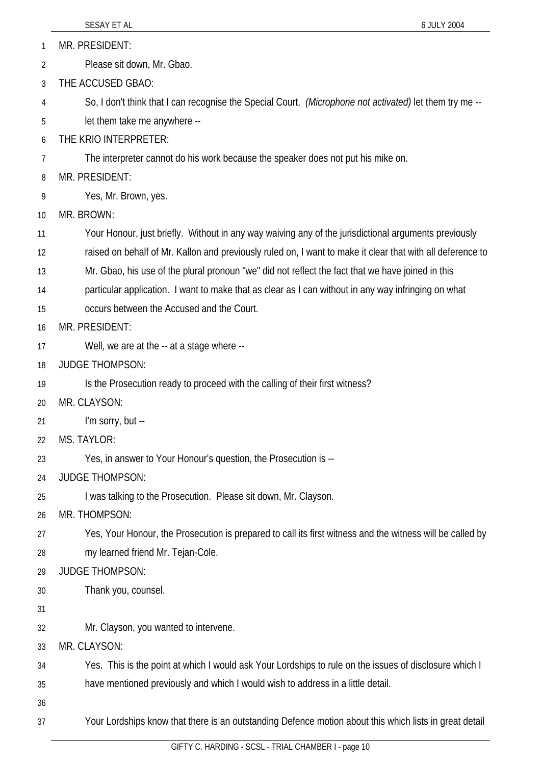MR. PRESIDENT:

Please sit down, Mr. Gbao.

THE ACCUSED GBAO:

So, I don't think that I can recognise the Special Court. *(Microphone not activated)* let them try me -- let them take me anywhere --

THE KRIO INTERPRETER:

The interpreter cannot do his work because the speaker does not put his mike on.

MR. PRESIDENT:

Yes, Mr. Brown, yes.

MR. BROWN:

Your Honour, just briefly. Without in any way waiving any of the jurisdictional arguments previously raised on behalf of Mr. Kallon and previously ruled on, I want to make it clear that with all deference to Mr. Gbao, his use of the plural pronoun "we" did not reflect the fact that we have joined in this particular application. I want to make that as clear as I can without in any way infringing on what occurs between the Accused and the Court.

MR. PRESIDENT:

Well, we are at the -- at a stage where --

JUDGE THOMPSON:

Is the Prosecution ready to proceed with the calling of their first witness?

MR. CLAYSON:

I'm sorry, but --

MS. TAYLOR:

Yes, in answer to Your Honour's question, the Prosecution is --

JUDGE THOMPSON:

I was talking to the Prosecution. Please sit down, Mr. Clayson.

MR. THOMPSON:

Yes, Your Honour, the Prosecution is prepared to call its first witness and the witness will be called by my learned friend Mr. Tejan-Cole.

JUDGE THOMPSON:

Thank you, counsel.

Mr. Clayson, you wanted to intervene.

MR. CLAYSON:

Yes. This is the point at which I would ask Your Lordships to rule on the issues of disclosure which I have mentioned previously and which I would wish to address in a little detail.

Your Lordships know that there is an outstanding Defence motion about this which lists in great detail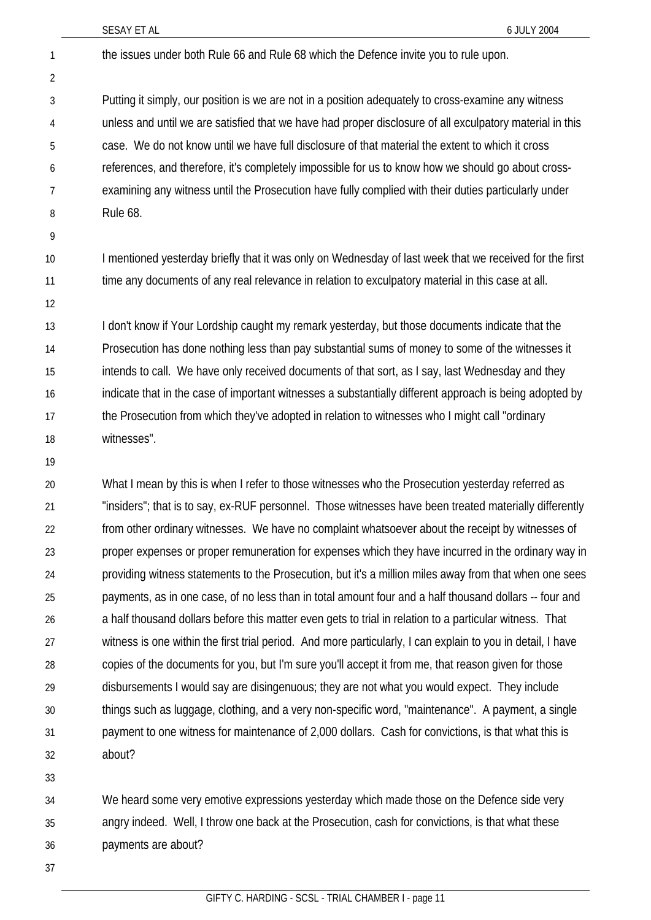the issues under both Rule 66 and Rule 68 which the Defence invite you to rule upon.

Putting it simply, our position is we are not in a position adequately to cross-examine any witness unless and until we are satisfied that we have had proper disclosure of all exculpatory material in this case. We do not know until we have full disclosure of that material the extent to which it cross references, and therefore, it's completely impossible for us to know how we should go about cross-examining any witness until the Prosecution have fully complied with their duties particularly under Rule 68.

I mentioned yesterday briefly that it was only on Wednesday of last week that we received for the first time any documents of any real relevance in relation to exculpatory material in this case at all.

I don't know if Your Lordship caught my remark yesterday, but those documents indicate that the Prosecution has done nothing less than pay substantial sums of money to some of the witnesses it intends to call. We have only received documents of that sort, as I say, last Wednesday and they indicate that in the case of important witnesses a substantially different approach is being adopted by the Prosecution from which they've adopted in relation to witnesses who I might call "ordinary witnesses".

What I mean by this is when I refer to those witnesses who the Prosecution yesterday referred as "insiders"; that is to say, ex-RUF personnel. Those witnesses have been treated materially differently from other ordinary witnesses. We have no complaint whatsoever about the receipt by witnesses of proper expenses or proper remuneration for expenses which they have incurred in the ordinary way in providing witness statements to the Prosecution, but it's a million miles away from that when one sees payments, as in one case, of no less than in total amount four and a half thousand dollars -- four and a half thousand dollars before this matter even gets to trial in relation to a particular witness. That witness is one within the first trial period. And more particularly, I can explain to you in detail, I have copies of the documents for you, but I'm sure you'll accept it from me, that reason given for those disbursements I would say are disingenuous; they are not what you would expect. They include things such as luggage, clothing, and a very non-specific word, "maintenance". A payment, a single payment to one witness for maintenance of 2,000 dollars. Cash for convictions, is that what this is about?

We heard some very emotive expressions yesterday which made those on the Defence side very angry indeed. Well, I throw one back at the Prosecution, cash for convictions, is that what these payments are about?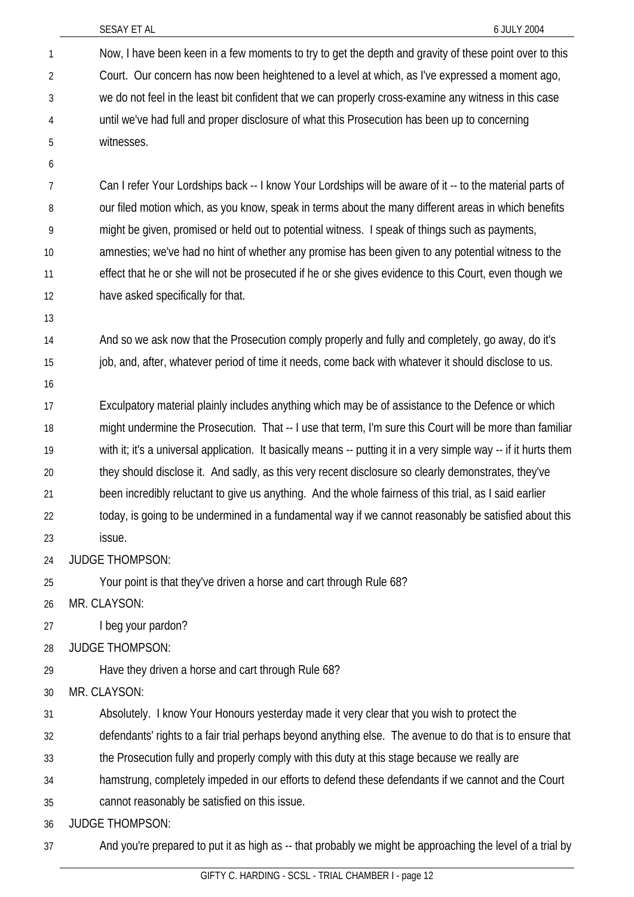Now, I have been keen in a few moments to try to get the depth and gravity of these point over to this Court. Our concern has now been heightened to a level at which, as I've expressed a moment ago, we do not feel in the least bit confident that we can properly cross-examine any witness in this case until we've had full and proper disclosure of what this Prosecution has been up to concerning witnesses.

Can I refer Your Lordships back -- I know Your Lordships will be aware of it -- to the material parts of our filed motion which, as you know, speak in terms about the many different areas in which benefits might be given, promised or held out to potential witness. I speak of things such as payments, amnesties; we've had no hint of whether any promise has been given to any potential witness to the effect that he or she will not be prosecuted if he or she gives evidence to this Court, even though we have asked specifically for that.

And so we ask now that the Prosecution comply properly and fully and completely, go away, do it's job, and, after, whatever period of time it needs, come back with whatever it should disclose to us.

Exculpatory material plainly includes anything which may be of assistance to the Defence or which might undermine the Prosecution. That -- I use that term, I'm sure this Court will be more than familiar with it; it's a universal application. It basically means -- putting it in a very simple way -- if it hurts them they should disclose it. And sadly, as this very recent disclosure so clearly demonstrates, they've been incredibly reluctant to give us anything. And the whole fairness of this trial, as I said earlier today, is going to be undermined in a fundamental way if we cannot reasonably be satisfied about this issue.

JUDGE THOMPSON:

Your point is that they've driven a horse and cart through Rule 68?

MR. CLAYSON:

I beg your pardon?

JUDGE THOMPSON:

Have they driven a horse and cart through Rule 68?

MR. CLAYSON:

Absolutely. I know Your Honours yesterday made it very clear that you wish to protect the defendants' rights to a fair trial perhaps beyond anything else. The avenue to do that is to ensure that the Prosecution fully and properly comply with this duty at this stage because we really are hamstrung, completely impeded in our efforts to defend these defendants if we cannot and the Court cannot reasonably be satisfied on this issue.

JUDGE THOMPSON:

And you're prepared to put it as high as -- that probably we might be approaching the level of a trial by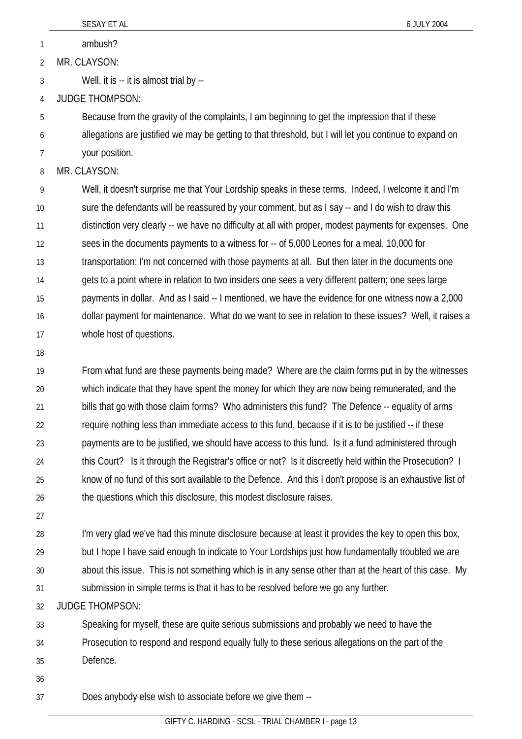ambush?

MR. CLAYSON:

Well, it is -- it is almost trial by --

JUDGE THOMPSON:

Because from the gravity of the complaints, I am beginning to get the impression that if these allegations are justified we may be getting to that threshold, but I will let you continue to expand on your position.

MR. CLAYSON:

Well, it doesn't surprise me that Your Lordship speaks in these terms. Indeed, I welcome it and I'm sure the defendants will be reassured by your comment, but as I say -- and I do wish to draw this distinction very clearly -- we have no difficulty at all with proper, modest payments for expenses. One sees in the documents payments to a witness for -- of 5,000 Leones for a meal, 10,000 for transportation; I'm not concerned with those payments at all. But then later in the documents one gets to a point where in relation to two insiders one sees a very different pattern; one sees large payments in dollar. And as I said -- I mentioned, we have the evidence for one witness now a 2,000 dollar payment for maintenance. What do we want to see in relation to these issues? Well, it raises a whole host of questions.

From what fund are these payments being made? Where are the claim forms put in by the witnesses which indicate that they have spent the money for which they are now being remunerated, and the bills that go with those claim forms? Who administers this fund? The Defence -- equality of arms require nothing less than immediate access to this fund, because if it is to be justified -- if these payments are to be justified, we should have access to this fund. Is it a fund administered through this Court? Is it through the Registrar's office or not? Is it discreetly held within the Prosecution? I know of no fund of this sort available to the Defence. And this I don't propose is an exhaustive list of the questions which this disclosure, this modest disclosure raises.

I'm very glad we've had this minute disclosure because at least it provides the key to open this box, but I hope I have said enough to indicate to Your Lordships just how fundamentally troubled we are about this issue. This is not something which is in any sense other than at the heart of this case. My submission in simple terms is that it has to be resolved before we go any further.

JUDGE THOMPSON:

Speaking for myself, these are quite serious submissions and probably we need to have the Prosecution to respond and respond equally fully to these serious allegations on the part of the Defence.

Does anybody else wish to associate before we give them --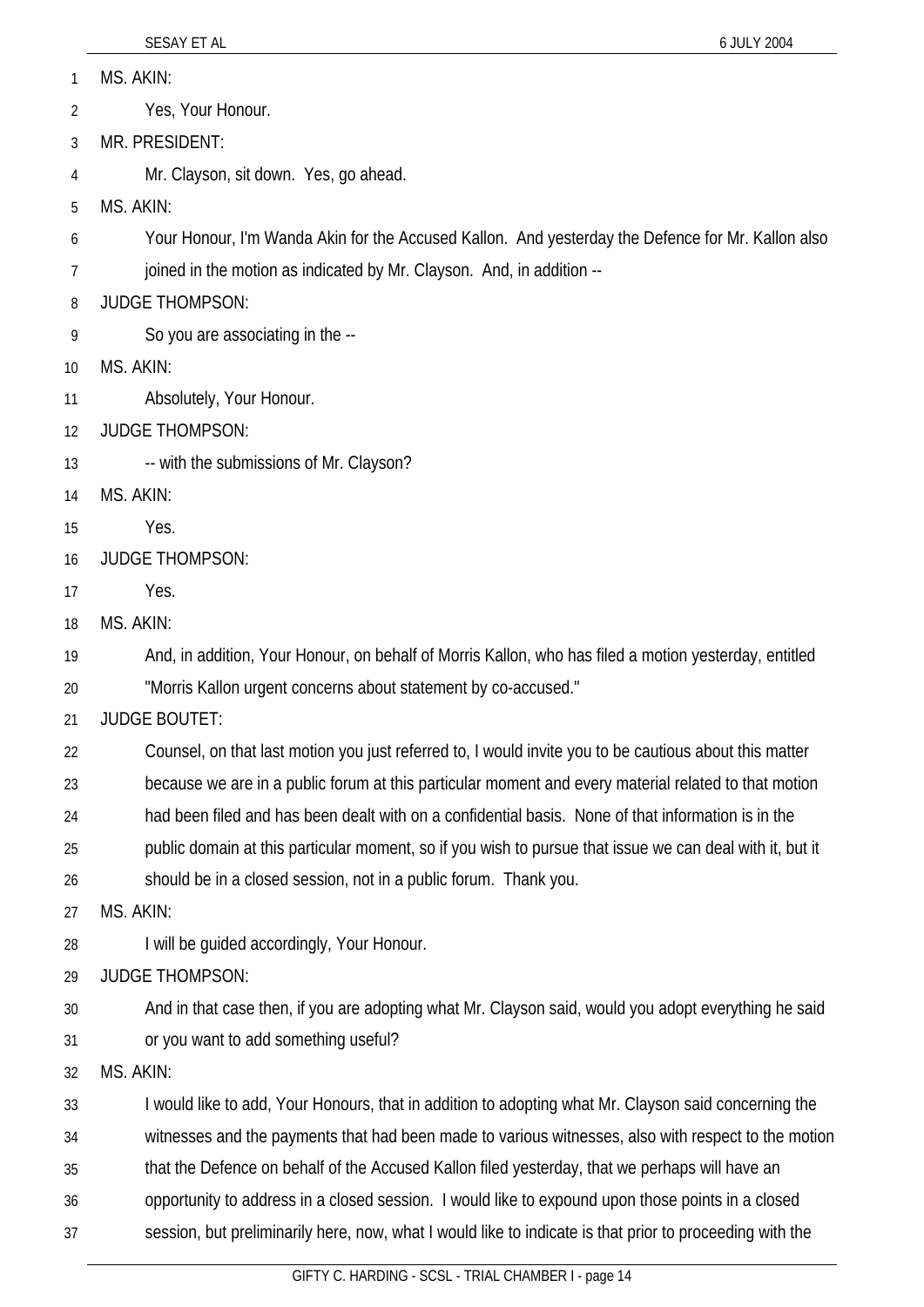MS. AKIN:

Yes, Your Honour.

MR. PRESIDENT:

Mr. Clayson, sit down. Yes, go ahead.

MS. AKIN:

Your Honour, I'm Wanda Akin for the Accused Kallon. And yesterday the Defence for Mr. Kallon also joined in the motion as indicated by Mr. Clayson. And, in addition --

JUDGE THOMPSON:

So you are associating in the --

MS. AKIN:

Absolutely, Your Honour.

JUDGE THOMPSON:

-- with the submissions of Mr. Clayson?

MS. AKIN:

Yes.

JUDGE THOMPSON:

Yes.

MS. AKIN:

And, in addition, Your Honour, on behalf of Morris Kallon, who has filed a motion yesterday, entitled "Morris Kallon urgent concerns about statement by co-accused."

JUDGE BOUTET:

Counsel, on that last motion you just referred to, I would invite you to be cautious about this matter because we are in a public forum at this particular moment and every material related to that motion had been filed and has been dealt with on a confidential basis. None of that information is in the public domain at this particular moment, so if you wish to pursue that issue we can deal with it, but it should be in a closed session, not in a public forum. Thank you.

MS. AKIN:

I will be guided accordingly, Your Honour.

JUDGE THOMPSON:

And in that case then, if you are adopting what Mr. Clayson said, would you adopt everything he said or you want to add something useful?

MS. AKIN:

I would like to add, Your Honours, that in addition to adopting what Mr. Clayson said concerning the witnesses and the payments that had been made to various witnesses, also with respect to the motion that the Defence on behalf of the Accused Kallon filed yesterday, that we perhaps will have an opportunity to address in a closed session. I would like to expound upon those points in a closed session, but preliminarily here, now, what I would like to indicate is that prior to proceeding with the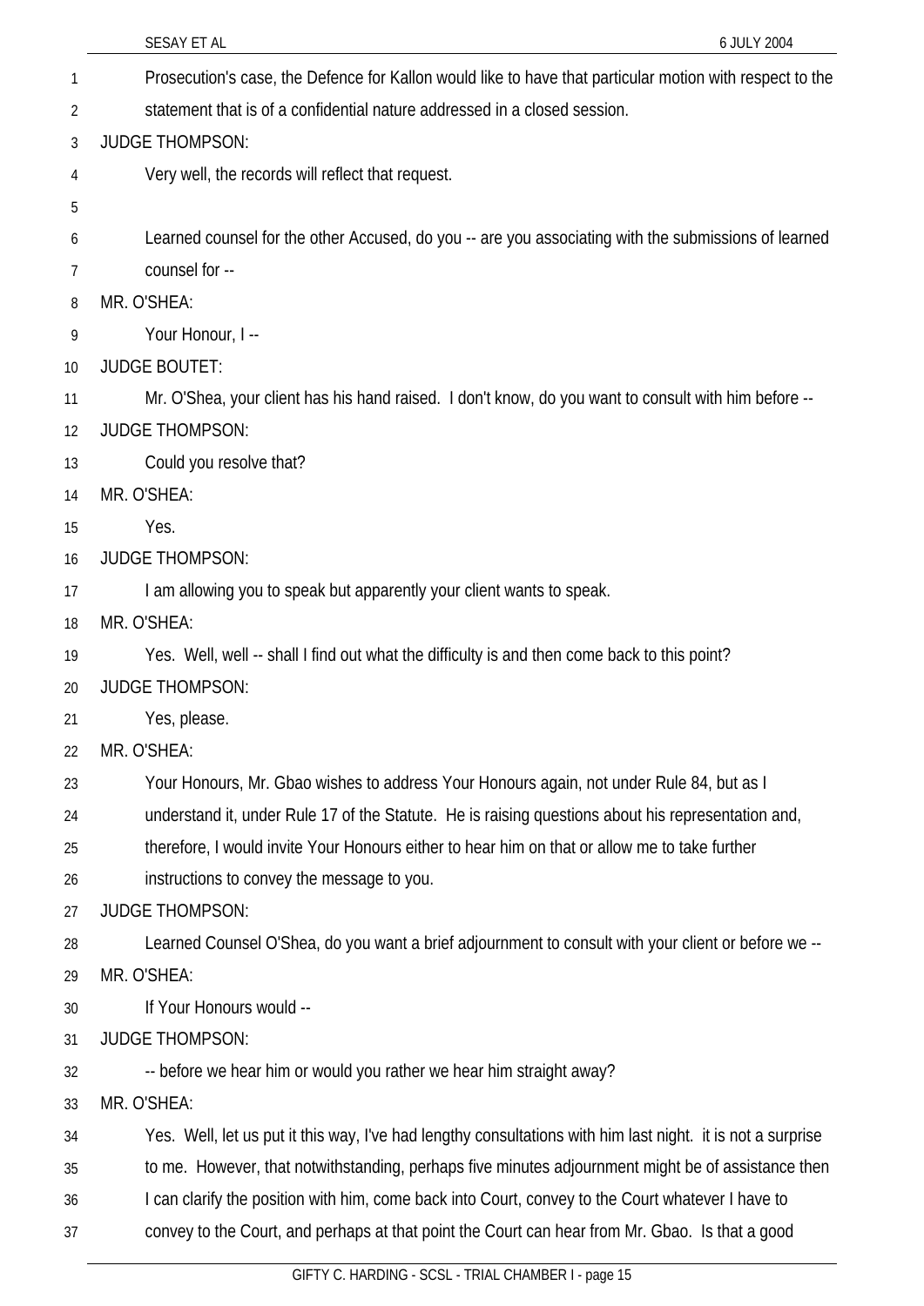Prosecution's case, the Defence for Kallon would like to have that particular motion with respect to the statement that is of a confidential nature addressed in a closed session.

JUDGE THOMPSON:

Very well, the records will reflect that request.

Learned counsel for the other Accused, do you -- are you associating with the submissions of learned counsel for --

MR. O'SHEA:

Your Honour, I --

JUDGE BOUTET:

Mr. O'Shea, your client has his hand raised. I don't know, do you want to consult with him before --

JUDGE THOMPSON:

Could you resolve that?

MR. O'SHEA:

Yes.

JUDGE THOMPSON:

I am allowing you to speak but apparently your client wants to speak.

MR. O'SHEA:

Yes. Well, well -- shall I find out what the difficulty is and then come back to this point?

JUDGE THOMPSON:

Yes, please.

MR. O'SHEA:

Your Honours, Mr. Gbao wishes to address Your Honours again, not under Rule 84, but as I understand it, under Rule 17 of the Statute. He is raising questions about his representation and, therefore, I would invite Your Honours either to hear him on that or allow me to take further instructions to convey the message to you.

JUDGE THOMPSON:

Learned Counsel O'Shea, do you want a brief adjournment to consult with your client or before we --

MR. O'SHEA:

If Your Honours would --

JUDGE THOMPSON:

-- before we hear him or would you rather we hear him straight away?

MR. O'SHEA:

Yes. Well, let us put it this way, I've had lengthy consultations with him last night. it is not a surprise to me. However, that notwithstanding, perhaps five minutes adjournment might be of assistance then I can clarify the position with him, come back into Court, convey to the Court whatever I have to convey to the Court, and perhaps at that point the Court can hear from Mr. Gbao. Is that a good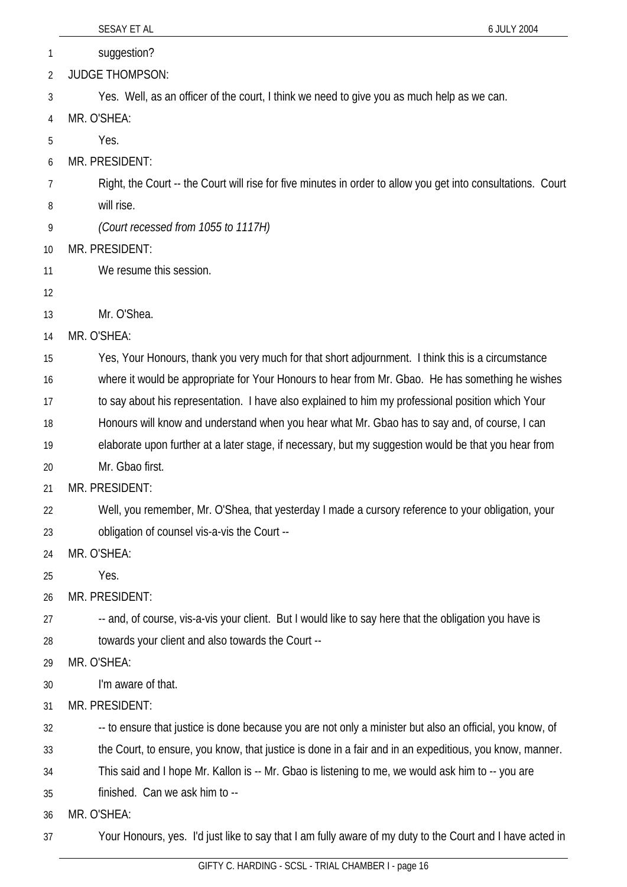suggestion?

JUDGE THOMPSON:

Yes. Well, as an officer of the court, I think we need to give you as much help as we can.

MR. O'SHEA:

Yes.

MR. PRESIDENT:

Right, the Court -- the Court will rise for five minutes in order to allow you get into consultations. Court will rise.

*(Court recessed from 1055 to 1117H)*

MR. PRESIDENT:

We resume this session.

Mr. O'Shea.

MR. O'SHEA:

Yes, Your Honours, thank you very much for that short adjournment. I think this is a circumstance where it would be appropriate for Your Honours to hear from Mr. Gbao. He has something he wishes to say about his representation. I have also explained to him my professional position which Your Honours will know and understand when you hear what Mr. Gbao has to say and, of course, I can elaborate upon further at a later stage, if necessary, but my suggestion would be that you hear from Mr. Gbao first.

MR. PRESIDENT:

Well, you remember, Mr. O'Shea, that yesterday I made a cursory reference to your obligation, your obligation of counsel vis-a-vis the Court --

MR. O'SHEA:

Yes.

MR. PRESIDENT:

-- and, of course, vis-a-vis your client. But I would like to say here that the obligation you have is towards your client and also towards the Court --

MR. O'SHEA:

I'm aware of that.

MR. PRESIDENT:

-- to ensure that justice is done because you are not only a minister but also an official, you know, of the Court, to ensure, you know, that justice is done in a fair and in an expeditious, you know, manner. This said and I hope Mr. Kallon is -- Mr. Gbao is listening to me, we would ask him to -- you are finished. Can we ask him to --

MR. O'SHEA:

Your Honours, yes. I'd just like to say that I am fully aware of my duty to the Court and I have acted in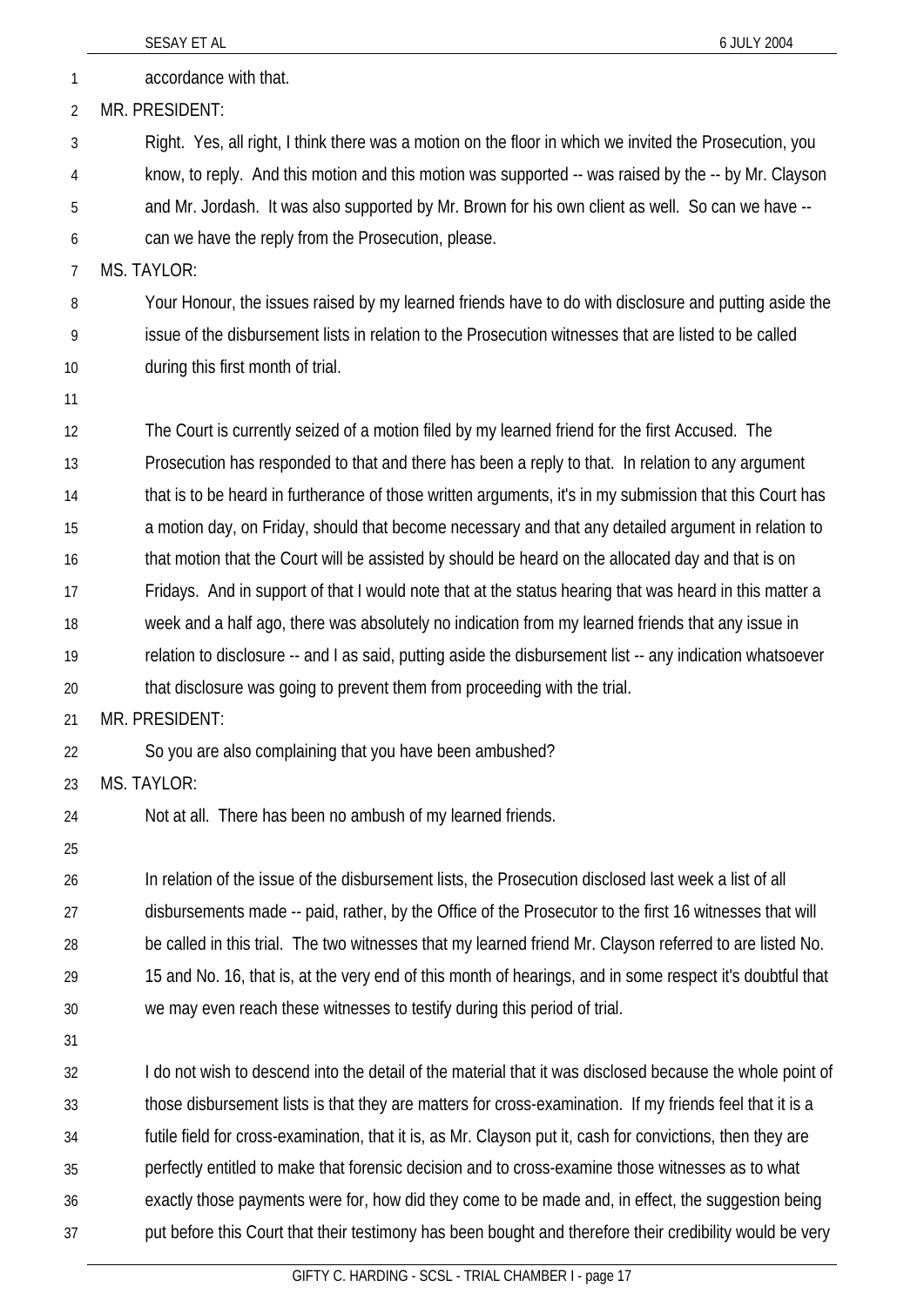accordance with that.

MR. PRESIDENT:

Right. Yes, all right, I think there was a motion on the floor in which we invited the Prosecution, you know, to reply. And this motion and this motion was supported -- was raised by the -- by Mr. Clayson and Mr. Jordash. It was also supported by Mr. Brown for his own client as well. So can we have -- can we have the reply from the Prosecution, please.

MS. TAYLOR:

Your Honour, the issues raised by my learned friends have to do with disclosure and putting aside the issue of the disbursement lists in relation to the Prosecution witnesses that are listed to be called during this first month of trial.

The Court is currently seized of a motion filed by my learned friend for the first Accused. The Prosecution has responded to that and there has been a reply to that. In relation to any argument that is to be heard in furtherance of those written arguments, it's in my submission that this Court has a motion day, on Friday, should that become necessary and that any detailed argument in relation to that motion that the Court will be assisted by should be heard on the allocated day and that is on Fridays. And in support of that I would note that at the status hearing that was heard in this matter a week and a half ago, there was absolutely no indication from my learned friends that any issue in relation to disclosure -- and I as said, putting aside the disbursement list -- any indication whatsoever that disclosure was going to prevent them from proceeding with the trial.

MR. PRESIDENT:

So you are also complaining that you have been ambushed?

MS. TAYLOR:

Not at all. There has been no ambush of my learned friends.

In relation of the issue of the disbursement lists, the Prosecution disclosed last week a list of all disbursements made -- paid, rather, by the Office of the Prosecutor to the first 16 witnesses that will be called in this trial. The two witnesses that my learned friend Mr. Clayson referred to are listed No. 15 and No. 16, that is, at the very end of this month of hearings, and in some respect it's doubtful that we may even reach these witnesses to testify during this period of trial.

I do not wish to descend into the detail of the material that it was disclosed because the whole point of those disbursement lists is that they are matters for cross-examination. If my friends feel that it is a futile field for cross-examination, that it is, as Mr. Clayson put it, cash for convictions, then they are perfectly entitled to make that forensic decision and to cross-examine those witnesses as to what exactly those payments were for, how did they come to be made and, in effect, the suggestion being put before this Court that their testimony has been bought and therefore their credibility would be very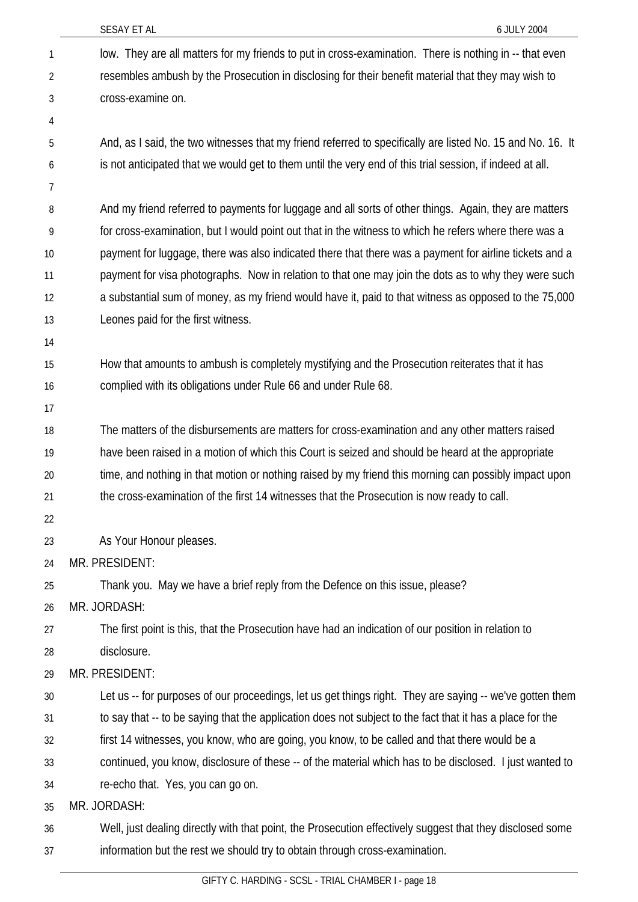low. They are all matters for my friends to put in cross-examination. There is nothing in -- that even resembles ambush by the Prosecution in disclosing for their benefit material that they may wish to cross-examine on.

And, as I said, the two witnesses that my friend referred to specifically are listed No. 15 and No. 16. It is not anticipated that we would get to them until the very end of this trial session, if indeed at all.

And my friend referred to payments for luggage and all sorts of other things. Again, they are matters for cross-examination, but I would point out that in the witness to which he refers where there was a payment for luggage, there was also indicated there that there was a payment for airline tickets and a payment for visa photographs. Now in relation to that one may join the dots as to why they were such a substantial sum of money, as my friend would have it, paid to that witness as opposed to the 75,000 Leones paid for the first witness.

How that amounts to ambush is completely mystifying and the Prosecution reiterates that it has complied with its obligations under Rule 66 and under Rule 68.

The matters of the disbursements are matters for cross-examination and any other matters raised have been raised in a motion of which this Court is seized and should be heard at the appropriate time, and nothing in that motion or nothing raised by my friend this morning can possibly impact upon the cross-examination of the first 14 witnesses that the Prosecution is now ready to call.

As Your Honour pleases.

MR. PRESIDENT:

Thank you. May we have a brief reply from the Defence on this issue, please?

MR. JORDASH:

The first point is this, that the Prosecution have had an indication of our position in relation to disclosure.

MR. PRESIDENT:

Let us -- for purposes of our proceedings, let us get things right. They are saying -- we've gotten them to say that -- to be saying that the application does not subject to the fact that it has a place for the first 14 witnesses, you know, who are going, you know, to be called and that there would be a continued, you know, disclosure of these -- of the material which has to be disclosed. I just wanted to re-echo that. Yes, you can go on.

MR. JORDASH:

Well, just dealing directly with that point, the Prosecution effectively suggest that they disclosed some information but the rest we should try to obtain through cross-examination.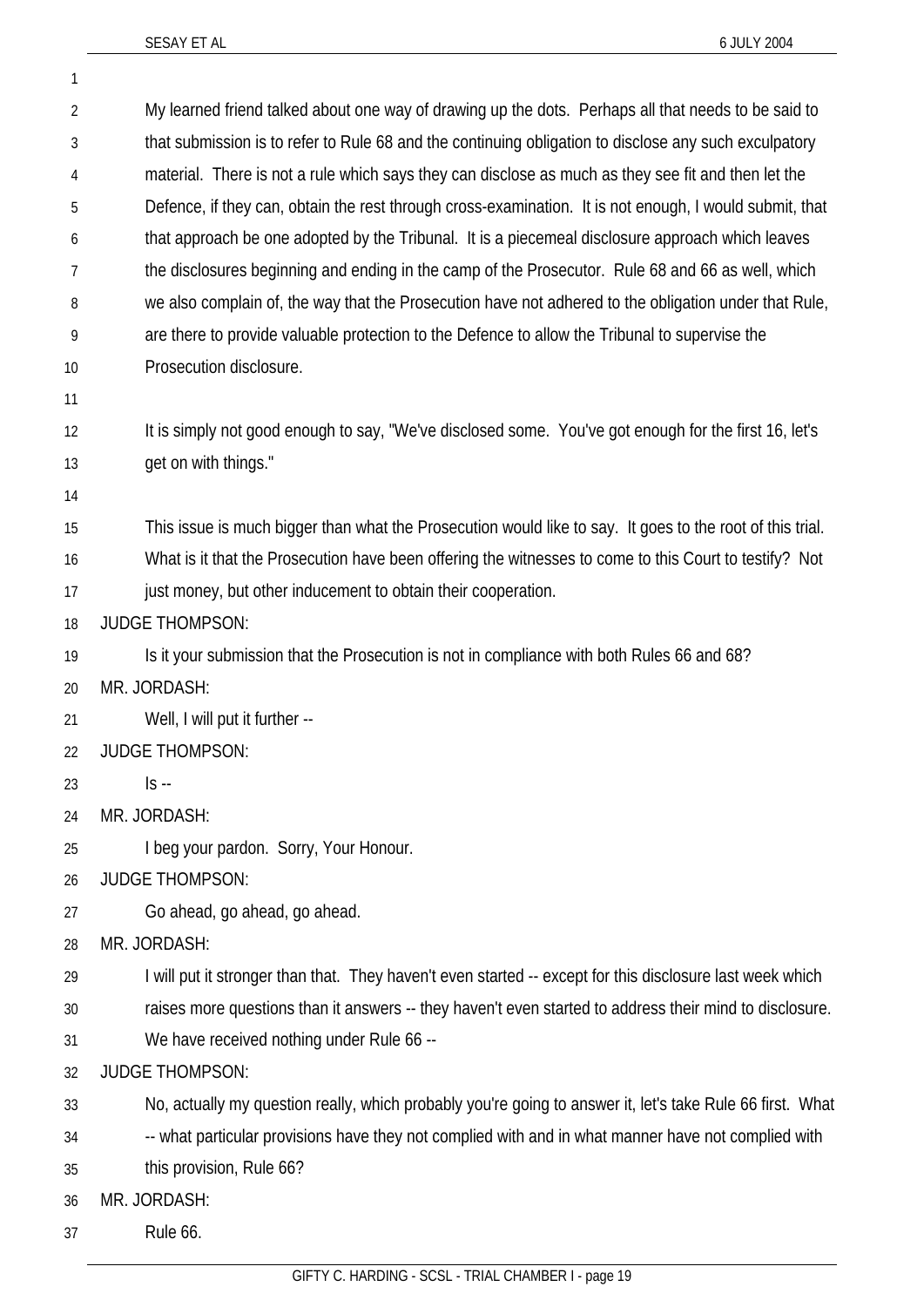My learned friend talked about one way of drawing up the dots. Perhaps all that needs to be said to that submission is to refer to Rule 68 and the continuing obligation to disclose any such exculpatory material. There is not a rule which says they can disclose as much as they see fit and then let the Defence, if they can, obtain the rest through cross-examination. It is not enough, I would submit, that that approach be one adopted by the Tribunal. It is a piecemeal disclosure approach which leaves the disclosures beginning and ending in the camp of the Prosecutor. Rule 68 and 66 as well, which we also complain of, the way that the Prosecution have not adhered to the obligation under that Rule, are there to provide valuable protection to the Defence to allow the Tribunal to supervise the Prosecution disclosure.

It is simply not good enough to say, "We've disclosed some. You've got enough for the first 16, let's get on with things."

This issue is much bigger than what the Prosecution would like to say. It goes to the root of this trial. What is it that the Prosecution have been offering the witnesses to come to this Court to testify? Not just money, but other inducement to obtain their cooperation.

JUDGE THOMPSON:

Is it your submission that the Prosecution is not in compliance with both Rules 66 and 68?

MR. JORDASH:

Well, I will put it further --

JUDGE THOMPSON:

Is --

MR. JORDASH:

I beg your pardon. Sorry, Your Honour.

JUDGE THOMPSON:

Go ahead, go ahead, go ahead.

MR. JORDASH:

I will put it stronger than that. They haven't even started -- except for this disclosure last week which raises more questions than it answers -- they haven't even started to address their mind to disclosure. We have received nothing under Rule 66 --

JUDGE THOMPSON:

No, actually my question really, which probably you're going to answer it, let's take Rule 66 first. What -- what particular provisions have they not complied with and in what manner have not complied with this provision, Rule 66?

MR. JORDASH:

Rule 66.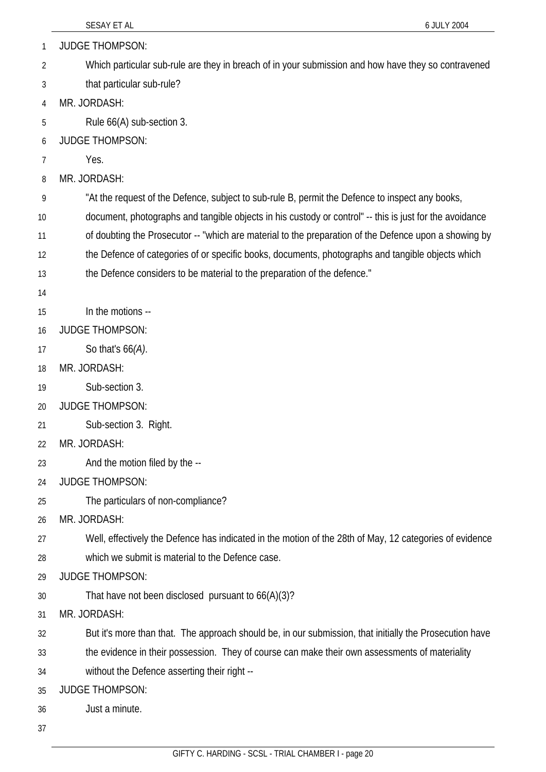JUDGE THOMPSON:

Which particular sub-rule are they in breach of in your submission and how have they so contravened that particular sub-rule?

MR. JORDASH:

Rule 66(A) sub-section 3.

JUDGE THOMPSON:

Yes.

MR. JORDASH:

"At the request of the Defence, subject to sub-rule B, permit the Defence to inspect any books, document, photographs and tangible objects in his custody or control" -- this is just for the avoidance of doubting the Prosecutor -- "which are material to the preparation of the Defence upon a showing by the Defence of categories of or specific books, documents, photographs and tangible objects which the Defence considers to be material to the preparation of the defence."

In the motions --

JUDGE THOMPSON:

So that's 66*(A)*.

MR. JORDASH:

Sub-section 3.

JUDGE THOMPSON:

Sub-section 3. Right.

MR. JORDASH:

And the motion filed by the --

JUDGE THOMPSON:

The particulars of non-compliance?

MR. JORDASH:

Well, effectively the Defence has indicated in the motion of the 28th of May, 12 categories of evidence which we submit is material to the Defence case.

JUDGE THOMPSON:

That have not been disclosed pursuant to 66(A)(3)?

MR. JORDASH:

But it's more than that. The approach should be, in our submission, that initially the Prosecution have the evidence in their possession. They of course can make their own assessments of materiality without the Defence asserting their right --

JUDGE THOMPSON:

Just a minute.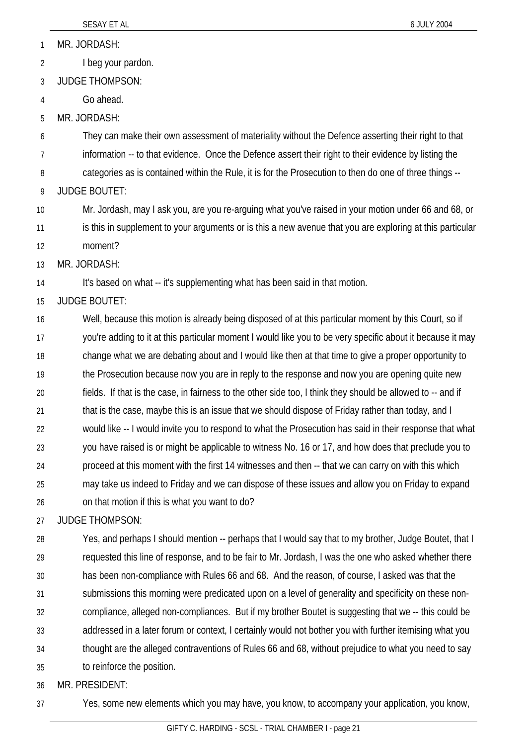MR. JORDASH:

I beg your pardon.

JUDGE THOMPSON:

Go ahead.

MR. JORDASH:

They can make their own assessment of materiality without the Defence asserting their right to that information -- to that evidence. Once the Defence assert their right to their evidence by listing the categories as is contained within the Rule, it is for the Prosecution to then do one of three things --

JUDGE BOUTET:

Mr. Jordash, may I ask you, are you re-arguing what you've raised in your motion under 66 and 68, or is this in supplement to your arguments or is this a new avenue that you are exploring at this particular moment?

MR. JORDASH:

It's based on what -- it's supplementing what has been said in that motion.

JUDGE BOUTET:

Well, because this motion is already being disposed of at this particular moment by this Court, so if you're adding to it at this particular moment I would like you to be very specific about it because it may change what we are debating about and I would like then at that time to give a proper opportunity to the Prosecution because now you are in reply to the response and now you are opening quite new fields. If that is the case, in fairness to the other side too, I think they should be allowed to -- and if that is the case, maybe this is an issue that we should dispose of Friday rather than today, and I would like -- I would invite you to respond to what the Prosecution has said in their response that what you have raised is or might be applicable to witness No. 16 or 17, and how does that preclude you to proceed at this moment with the first 14 witnesses and then -- that we can carry on with this which may take us indeed to Friday and we can dispose of these issues and allow you on Friday to expand on that motion if this is what you want to do?

JUDGE THOMPSON:

Yes, and perhaps I should mention -- perhaps that I would say that to my brother, Judge Boutet, that I requested this line of response, and to be fair to Mr. Jordash, I was the one who asked whether there has been non-compliance with Rules 66 and 68. And the reason, of course, I asked was that the submissions this morning were predicated upon on a level of generality and specificity on these non-compliance, alleged non-compliances. But if my brother Boutet is suggesting that we -- this could be addressed in a later forum or context, I certainly would not bother you with further itemising what you thought are the alleged contraventions of Rules 66 and 68, without prejudice to what you need to say to reinforce the position.

MR. PRESIDENT:

Yes, some new elements which you may have, you know, to accompany your application, you know,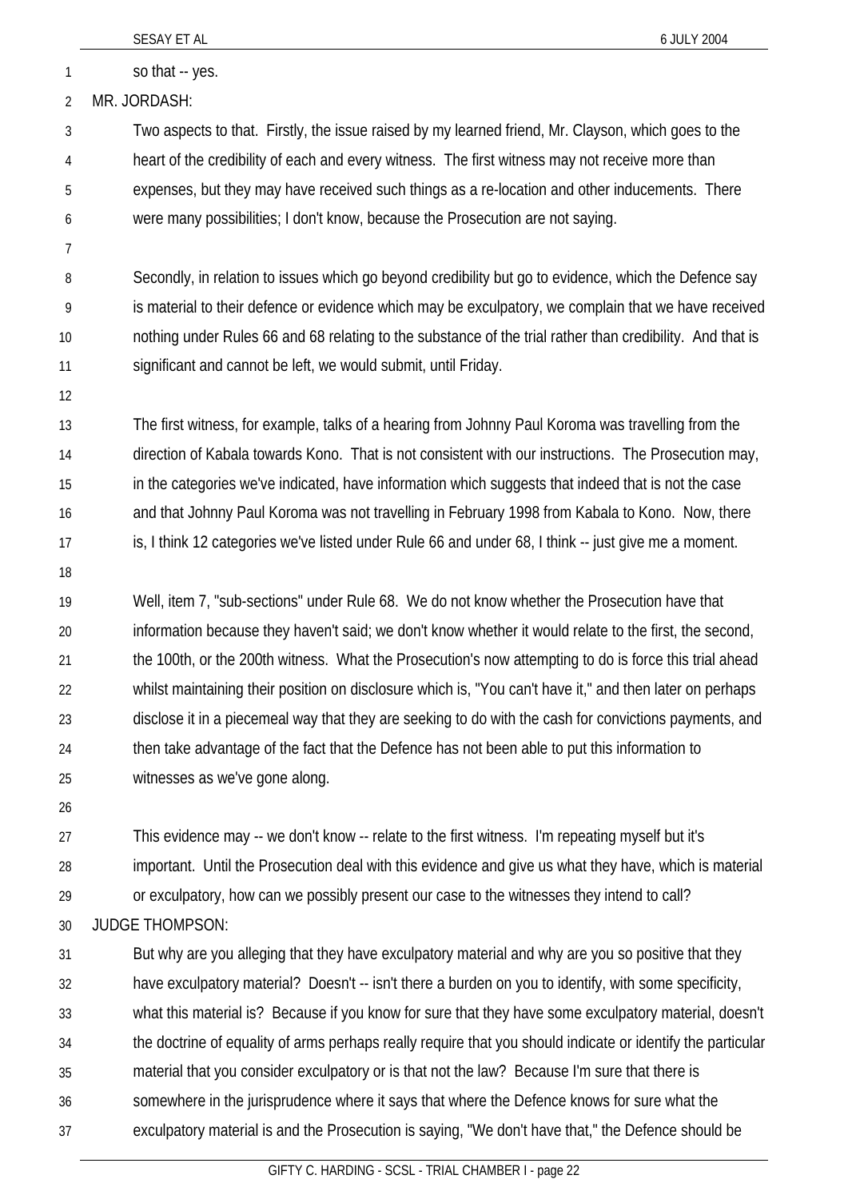so that -- yes.

MR. JORDASH:

Two aspects to that. Firstly, the issue raised by my learned friend, Mr. Clayson, which goes to the heart of the credibility of each and every witness. The first witness may not receive more than expenses, but they may have received such things as a re-location and other inducements. There were many possibilities; I don't know, because the Prosecution are not saying.

Secondly, in relation to issues which go beyond credibility but go to evidence, which the Defence say is material to their defence or evidence which may be exculpatory, we complain that we have received nothing under Rules 66 and 68 relating to the substance of the trial rather than credibility. And that is significant and cannot be left, we would submit, until Friday.

The first witness, for example, talks of a hearing from Johnny Paul Koroma was travelling from the direction of Kabala towards Kono. That is not consistent with our instructions. The Prosecution may, in the categories we've indicated, have information which suggests that indeed that is not the case and that Johnny Paul Koroma was not travelling in February 1998 from Kabala to Kono. Now, there is, I think 12 categories we've listed under Rule 66 and under 68, I think -- just give me a moment.

Well, item 7, "sub-sections" under Rule 68. We do not know whether the Prosecution have that information because they haven't said; we don't know whether it would relate to the first, the second, the 100th, or the 200th witness. What the Prosecution's now attempting to do is force this trial ahead whilst maintaining their position on disclosure which is, "You can't have it," and then later on perhaps disclose it in a piecemeal way that they are seeking to do with the cash for convictions payments, and then take advantage of the fact that the Defence has not been able to put this information to witnesses as we've gone along.

This evidence may -- we don't know -- relate to the first witness. I'm repeating myself but it's important. Until the Prosecution deal with this evidence and give us what they have, which is material or exculpatory, how can we possibly present our case to the witnesses they intend to call?

JUDGE THOMPSON:

But why are you alleging that they have exculpatory material and why are you so positive that they have exculpatory material? Doesn't -- isn't there a burden on you to identify, with some specificity, what this material is? Because if you know for sure that they have some exculpatory material, doesn't the doctrine of equality of arms perhaps really require that you should indicate or identify the particular material that you consider exculpatory or is that not the law? Because I'm sure that there is somewhere in the jurisprudence where it says that where the Defence knows for sure what the exculpatory material is and the Prosecution is saying, "We don't have that," the Defence should be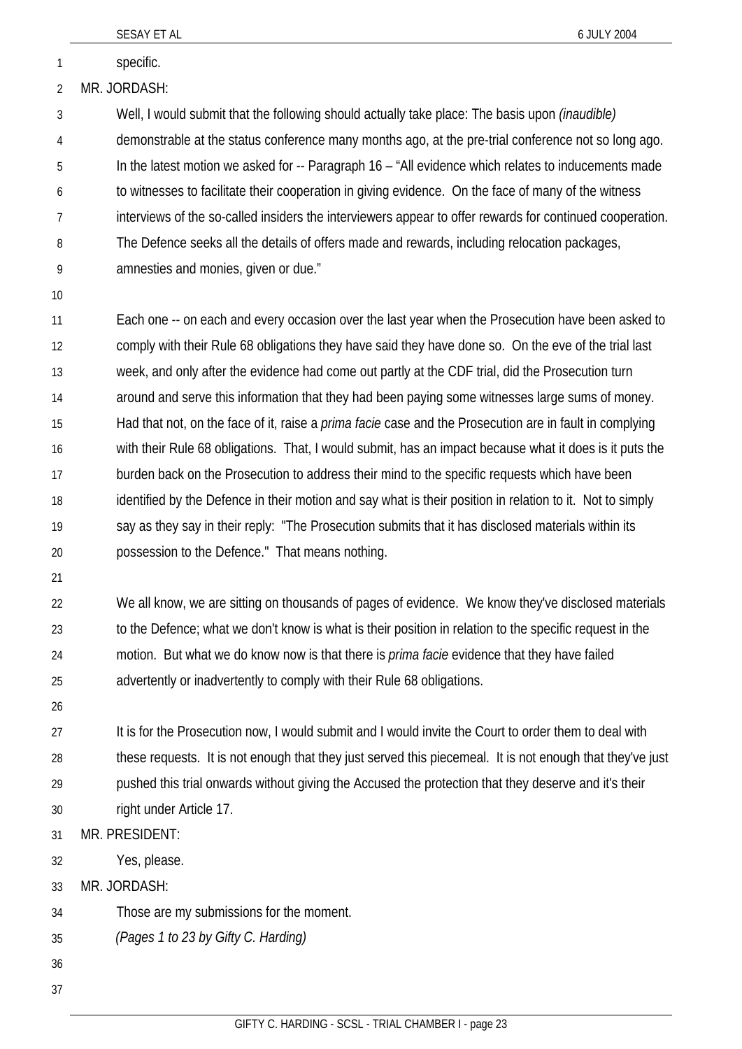specific.

MR. JORDASH:

Well, I would submit that the following should actually take place: The basis upon *(inaudible)* demonstrable at the status conference many months ago, at the pre-trial conference not so long ago. In the latest motion we asked for -- Paragraph 16 – "All evidence which relates to inducements made to witnesses to facilitate their cooperation in giving evidence. On the face of many of the witness interviews of the so-called insiders the interviewers appear to offer rewards for continued cooperation. The Defence seeks all the details of offers made and rewards, including relocation packages, amnesties and monies, given or due."

Each one -- on each and every occasion over the last year when the Prosecution have been asked to comply with their Rule 68 obligations they have said they have done so. On the eve of the trial last week, and only after the evidence had come out partly at the CDF trial, did the Prosecution turn around and serve this information that they had been paying some witnesses large sums of money. Had that not, on the face of it, raise a *prima facie* case and the Prosecution are in fault in complying with their Rule 68 obligations. That, I would submit, has an impact because what it does is it puts the burden back on the Prosecution to address their mind to the specific requests which have been identified by the Defence in their motion and say what is their position in relation to it. Not to simply say as they say in their reply: "The Prosecution submits that it has disclosed materials within its possession to the Defence." That means nothing.

We all know, we are sitting on thousands of pages of evidence. We know they've disclosed materials to the Defence; what we don't know is what is their position in relation to the specific request in the motion. But what we do know now is that there is *prima facie* evidence that they have failed advertently or inadvertently to comply with their Rule 68 obligations.

It is for the Prosecution now, I would submit and I would invite the Court to order them to deal with these requests. It is not enough that they just served this piecemeal. It is not enough that they've just pushed this trial onwards without giving the Accused the protection that they deserve and it's their right under Article 17.

MR. PRESIDENT:

Yes, please.

MR. JORDASH:

Those are my submissions for the moment.

*(Pages 1 to 23 by Gifty C. Harding)*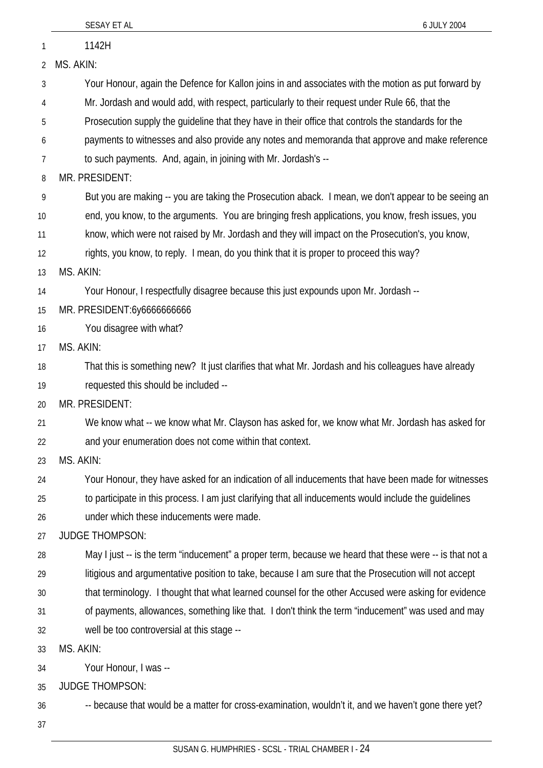1142H

MS. AKIN:

Your Honour, again the Defence for Kallon joins in and associates with the motion as put forward by Mr. Jordash and would add, with respect, particularly to their request under Rule 66, that the Prosecution supply the guideline that they have in their office that controls the standards for the payments to witnesses and also provide any notes and memoranda that approve and make reference to such payments. And, again, in joining with Mr. Jordash's --

MR. PRESIDENT:

But you are making -- you are taking the Prosecution aback. I mean, we don't appear to be seeing an end, you know, to the arguments. You are bringing fresh applications, you know, fresh issues, you know, which were not raised by Mr. Jordash and they will impact on the Prosecution's, you know, rights, you know, to reply. I mean, do you think that it is proper to proceed this way?

MS. AKIN:

Your Honour, I respectfully disagree because this just expounds upon Mr. Jordash --

MR. PRESIDENT:6y6666666666

You disagree with what?

MS. AKIN:

That this is something new? It just clarifies that what Mr. Jordash and his colleagues have already requested this should be included --

MR. PRESIDENT:

We know what -- we know what Mr. Clayson has asked for, we know what Mr. Jordash has asked for and your enumeration does not come within that context.

MS. AKIN:

Your Honour, they have asked for an indication of all inducements that have been made for witnesses to participate in this process. I am just clarifying that all inducements would include the guidelines under which these inducements were made.

JUDGE THOMPSON:

May I just -- is the term "inducement" a proper term, because we heard that these were -- is that not a litigious and argumentative position to take, because I am sure that the Prosecution will not accept that terminology. I thought that what learned counsel for the other Accused were asking for evidence of payments, allowances, something like that. I don't think the term "inducement" was used and may well be too controversial at this stage --

MS. AKIN:

Your Honour, I was --

JUDGE THOMPSON:

-- because that would be a matter for cross-examination, wouldn't it, and we haven't gone there yet?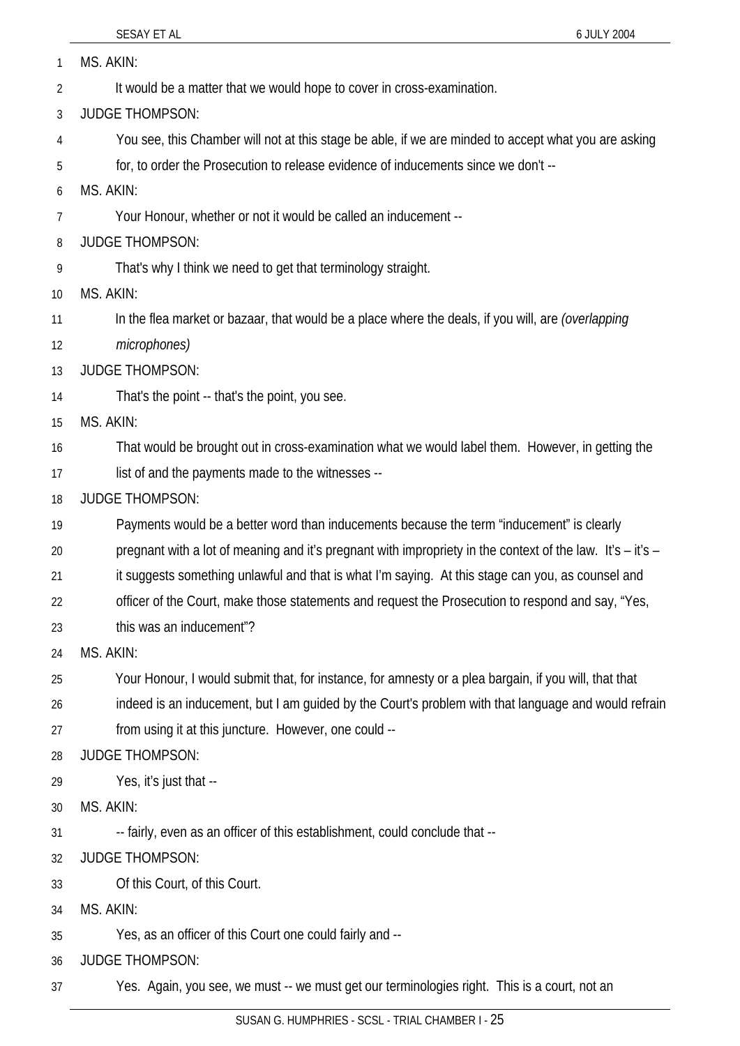MS. AKIN:

It would be a matter that we would hope to cover in cross-examination.

JUDGE THOMPSON:

You see, this Chamber will not at this stage be able, if we are minded to accept what you are asking for, to order the Prosecution to release evidence of inducements since we don't --

MS. AKIN:

Your Honour, whether or not it would be called an inducement --

JUDGE THOMPSON:

That's why I think we need to get that terminology straight.

MS. AKIN:

In the flea market or bazaar, that would be a place where the deals, if you will, are *(overlapping microphones)*

JUDGE THOMPSON:

That's the point -- that's the point, you see.

MS. AKIN:

That would be brought out in cross-examination what we would label them. However, in getting the list of and the payments made to the witnesses --

JUDGE THOMPSON:

Payments would be a better word than inducements because the term "inducement" is clearly pregnant with a lot of meaning and it's pregnant with impropriety in the context of the law. It's – it's – it suggests something unlawful and that is what I'm saying. At this stage can you, as counsel and officer of the Court, make those statements and request the Prosecution to respond and say, "Yes, this was an inducement"?

MS. AKIN:

Your Honour, I would submit that, for instance, for amnesty or a plea bargain, if you will, that that indeed is an inducement, but I am guided by the Court's problem with that language and would refrain from using it at this juncture. However, one could --

JUDGE THOMPSON:

Yes, it's just that --

MS. AKIN:

-- fairly, even as an officer of this establishment, could conclude that --

JUDGE THOMPSON:

Of this Court, of this Court.

MS. AKIN:

Yes, as an officer of this Court one could fairly and --

JUDGE THOMPSON:

Yes. Again, you see, we must -- we must get our terminologies right. This is a court, not an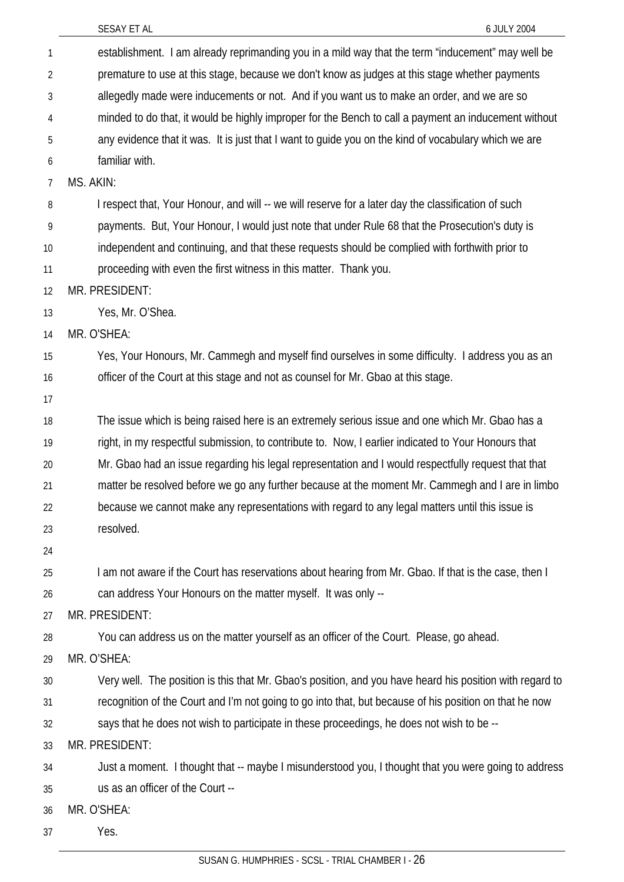establishment. I am already reprimanding you in a mild way that the term "inducement" may well be premature to use at this stage, because we don't know as judges at this stage whether payments allegedly made were inducements or not. And if you want us to make an order, and we are so minded to do that, it would be highly improper for the Bench to call a payment an inducement without any evidence that it was. It is just that I want to guide you on the kind of vocabulary which we are familiar with.

MS. AKIN:

I respect that, Your Honour, and will -- we will reserve for a later day the classification of such payments. But, Your Honour, I would just note that under Rule 68 that the Prosecution's duty is independent and continuing, and that these requests should be complied with forthwith prior to proceeding with even the first witness in this matter. Thank you.

MR. PRESIDENT:

Yes, Mr. O'Shea.

MR. O'SHEA:

Yes, Your Honours, Mr. Cammegh and myself find ourselves in some difficulty. I address you as an officer of the Court at this stage and not as counsel for Mr. Gbao at this stage.

The issue which is being raised here is an extremely serious issue and one which Mr. Gbao has a right, in my respectful submission, to contribute to. Now, I earlier indicated to Your Honours that Mr. Gbao had an issue regarding his legal representation and I would respectfully request that that matter be resolved before we go any further because at the moment Mr. Cammegh and I are in limbo because we cannot make any representations with regard to any legal matters until this issue is resolved.

I am not aware if the Court has reservations about hearing from Mr. Gbao. If that is the case, then I can address Your Honours on the matter myself. It was only --

MR. PRESIDENT:

You can address us on the matter yourself as an officer of the Court. Please, go ahead.

MR. O'SHEA:

Very well. The position is this that Mr. Gbao's position, and you have heard his position with regard to recognition of the Court and I'm not going to go into that, but because of his position on that he now says that he does not wish to participate in these proceedings, he does not wish to be --

MR. PRESIDENT:

Just a moment. I thought that -- maybe I misunderstood you, I thought that you were going to address us as an officer of the Court --

MR. O'SHEA:

Yes.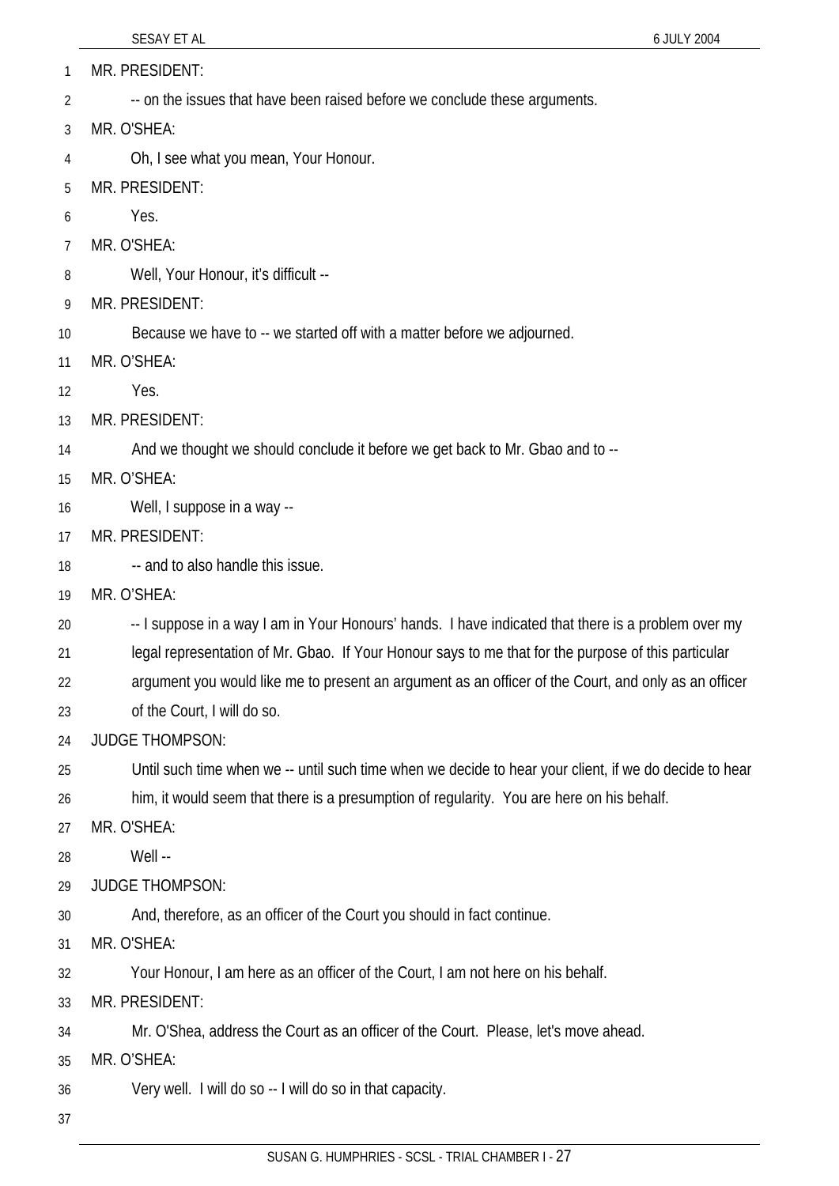MR. PRESIDENT:

-- on the issues that have been raised before we conclude these arguments.

MR. O'SHEA:

Oh, I see what you mean, Your Honour.

MR. PRESIDENT:

Yes.

MR. O'SHEA:

Well, Your Honour, it's difficult --

MR. PRESIDENT:

Because we have to -- we started off with a matter before we adjourned.

MR. O'SHEA:

Yes.

MR. PRESIDENT:

And we thought we should conclude it before we get back to Mr. Gbao and to --

MR. O'SHEA:

Well, I suppose in a way --

MR. PRESIDENT:

-- and to also handle this issue.

MR. O'SHEA:

-- I suppose in a way I am in Your Honours' hands. I have indicated that there is a problem over my legal representation of Mr. Gbao. If Your Honour says to me that for the purpose of this particular argument you would like me to present an argument as an officer of the Court, and only as an officer of the Court, I will do so.

JUDGE THOMPSON:

Until such time when we -- until such time when we decide to hear your client, if we do decide to hear him, it would seem that there is a presumption of regularity. You are here on his behalf.

MR. O'SHEA:

Well --

JUDGE THOMPSON:

And, therefore, as an officer of the Court you should in fact continue.

MR. O'SHEA:

Your Honour, I am here as an officer of the Court, I am not here on his behalf.

MR. PRESIDENT:

Mr. O'Shea, address the Court as an officer of the Court. Please, let's move ahead.

MR. O'SHEA:

Very well. I will do so -- I will do so in that capacity.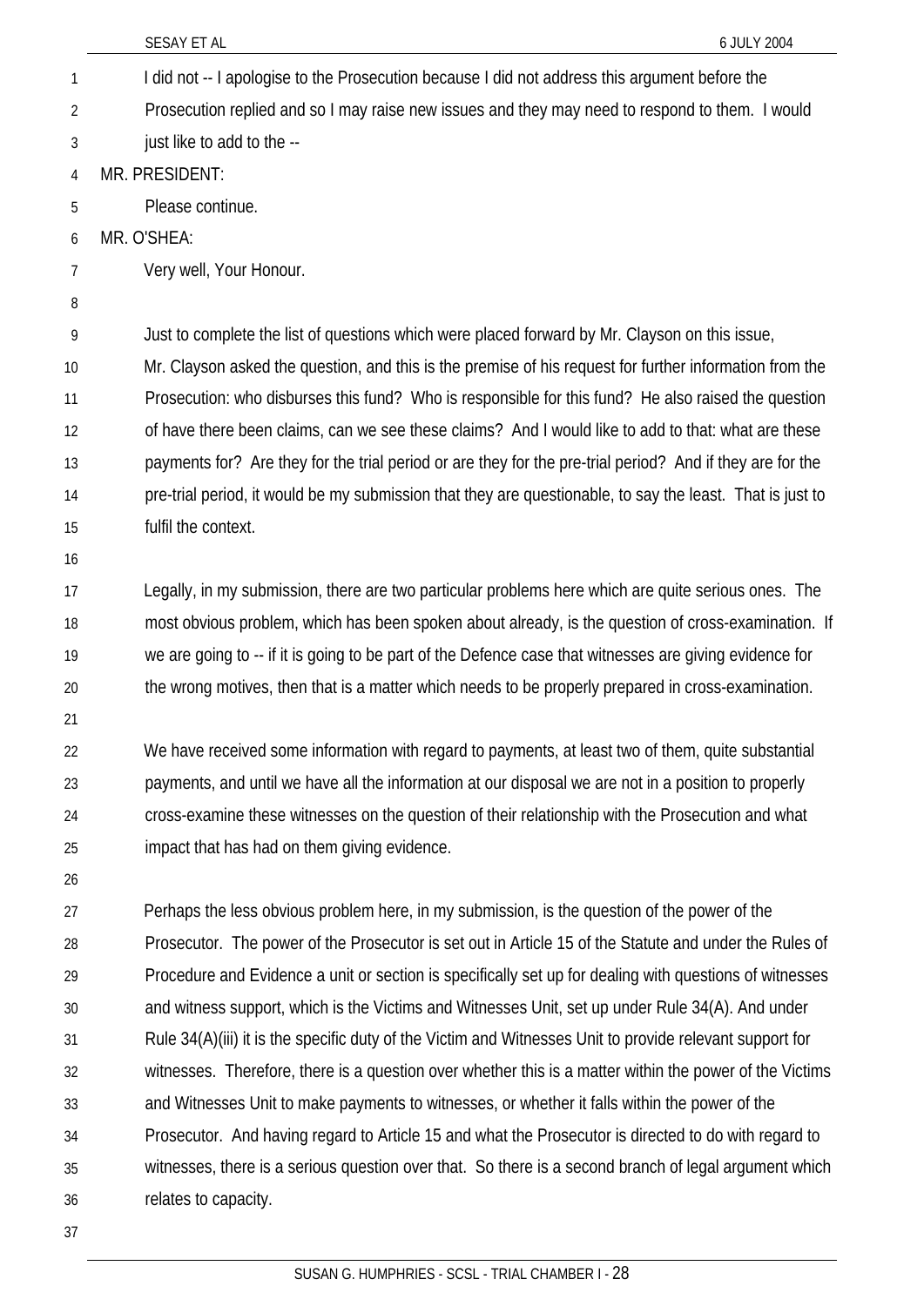I did not -- I apologise to the Prosecution because I did not address this argument before the Prosecution replied and so I may raise new issues and they may need to respond to them. I would just like to add to the --

MR. PRESIDENT:

Please continue.

MR. O'SHEA:

Very well, Your Honour.

Just to complete the list of questions which were placed forward by Mr. Clayson on this issue, Mr. Clayson asked the question, and this is the premise of his request for further information from the Prosecution: who disburses this fund? Who is responsible for this fund? He also raised the question of have there been claims, can we see these claims? And I would like to add to that: what are these payments for? Are they for the trial period or are they for the pre-trial period? And if they are for the pre-trial period, it would be my submission that they are questionable, to say the least. That is just to fulfil the context.

Legally, in my submission, there are two particular problems here which are quite serious ones. The most obvious problem, which has been spoken about already, is the question of cross-examination. If we are going to -- if it is going to be part of the Defence case that witnesses are giving evidence for the wrong motives, then that is a matter which needs to be properly prepared in cross-examination.

We have received some information with regard to payments, at least two of them, quite substantial payments, and until we have all the information at our disposal we are not in a position to properly cross-examine these witnesses on the question of their relationship with the Prosecution and what impact that has had on them giving evidence.

Perhaps the less obvious problem here, in my submission, is the question of the power of the Prosecutor. The power of the Prosecutor is set out in Article 15 of the Statute and under the Rules of Procedure and Evidence a unit or section is specifically set up for dealing with questions of witnesses and witness support, which is the Victims and Witnesses Unit, set up under Rule 34(A). And under Rule 34(A)(iii) it is the specific duty of the Victim and Witnesses Unit to provide relevant support for witnesses. Therefore, there is a question over whether this is a matter within the power of the Victims and Witnesses Unit to make payments to witnesses, or whether it falls within the power of the Prosecutor. And having regard to Article 15 and what the Prosecutor is directed to do with regard to witnesses, there is a serious question over that. So there is a second branch of legal argument which relates to capacity.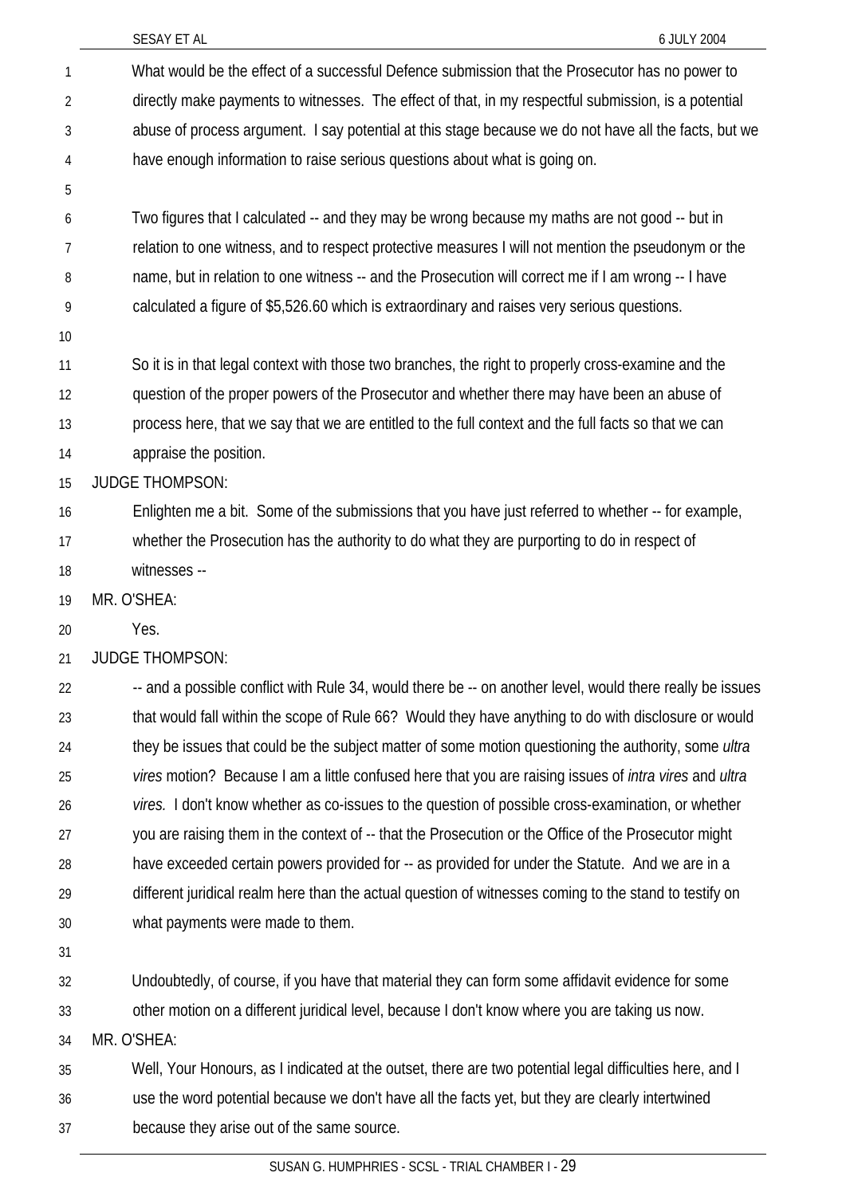What would be the effect of a successful Defence submission that the Prosecutor has no power to directly make payments to witnesses. The effect of that, in my respectful submission, is a potential abuse of process argument. I say potential at this stage because we do not have all the facts, but we have enough information to raise serious questions about what is going on.

Two figures that I calculated -- and they may be wrong because my maths are not good -- but in relation to one witness, and to respect protective measures I will not mention the pseudonym or the name, but in relation to one witness -- and the Prosecution will correct me if I am wrong -- I have calculated a figure of $5,526.60 which is extraordinary and raises very serious questions.

So it is in that legal context with those two branches, the right to properly cross-examine and the question of the proper powers of the Prosecutor and whether there may have been an abuse of process here, that we say that we are entitled to the full context and the full facts so that we can appraise the position.

JUDGE THOMPSON:

Enlighten me a bit. Some of the submissions that you have just referred to whether -- for example, whether the Prosecution has the authority to do what they are purporting to do in respect of witnesses --

MR. O'SHEA:

Yes.

JUDGE THOMPSON:

-- and a possible conflict with Rule 34, would there be -- on another level, would there really be issues that would fall within the scope of Rule 66? Would they have anything to do with disclosure or would they be issues that could be the subject matter of some motion questioning the authority, some *ultra vires* motion? Because I am a little confused here that you are raising issues of *intra vires* and *ultra vires.* I don't know whether as co-issues to the question of possible cross-examination, or whether you are raising them in the context of -- that the Prosecution or the Office of the Prosecutor might have exceeded certain powers provided for -- as provided for under the Statute. And we are in a different juridical realm here than the actual question of witnesses coming to the stand to testify on what payments were made to them.

Undoubtedly, of course, if you have that material they can form some affidavit evidence for some other motion on a different juridical level, because I don't know where you are taking us now.

MR. O'SHEA:

Well, Your Honours, as I indicated at the outset, there are two potential legal difficulties here, and I use the word potential because we don't have all the facts yet, but they are clearly intertwined because they arise out of the same source.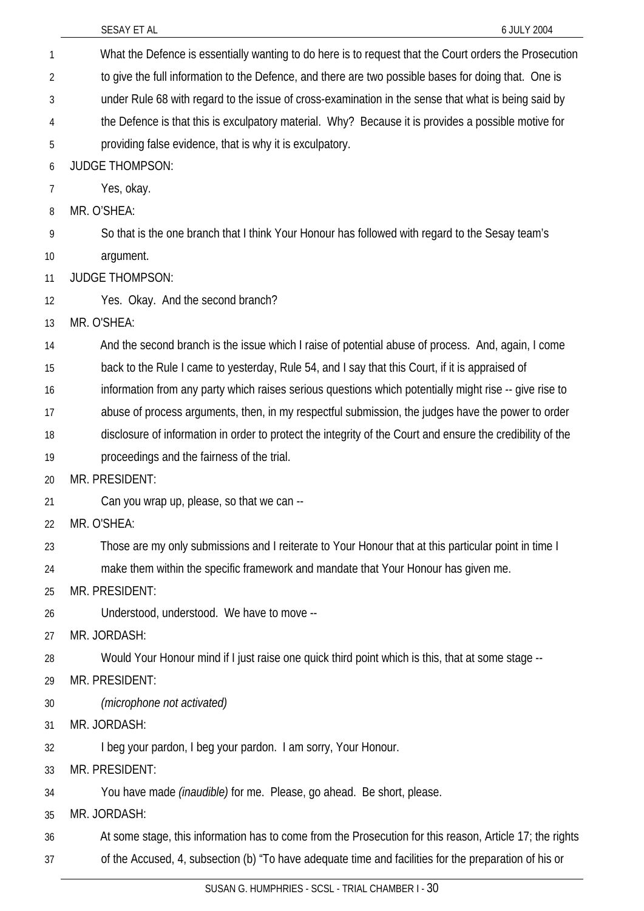What the Defence is essentially wanting to do here is to request that the Court orders the Prosecution to give the full information to the Defence, and there are two possible bases for doing that. One is under Rule 68 with regard to the issue of cross-examination in the sense that what is being said by the Defence is that this is exculpatory material. Why? Because it is provides a possible motive for providing false evidence, that is why it is exculpatory.

JUDGE THOMPSON:

Yes, okay.

MR. O'SHEA:

So that is the one branch that I think Your Honour has followed with regard to the Sesay team's argument.

JUDGE THOMPSON:

Yes. Okay. And the second branch?

MR. O'SHEA:

And the second branch is the issue which I raise of potential abuse of process. And, again, I come back to the Rule I came to yesterday, Rule 54, and I say that this Court, if it is appraised of information from any party which raises serious questions which potentially might rise -- give rise to abuse of process arguments, then, in my respectful submission, the judges have the power to order disclosure of information in order to protect the integrity of the Court and ensure the credibility of the proceedings and the fairness of the trial.

MR. PRESIDENT:

Can you wrap up, please, so that we can --

MR. O'SHEA:

Those are my only submissions and I reiterate to Your Honour that at this particular point in time I make them within the specific framework and mandate that Your Honour has given me.

MR. PRESIDENT:

Understood, understood. We have to move --

MR. JORDASH:

Would Your Honour mind if I just raise one quick third point which is this, that at some stage --

MR. PRESIDENT:

*(microphone not activated)*

MR. JORDASH:

I beg your pardon, I beg your pardon. I am sorry, Your Honour.

MR. PRESIDENT:

You have made *(inaudible)* for me. Please, go ahead. Be short, please.

MR. JORDASH:

At some stage, this information has to come from the Prosecution for this reason, Article 17; the rights of the Accused, 4, subsection (b) "To have adequate time and facilities for the preparation of his or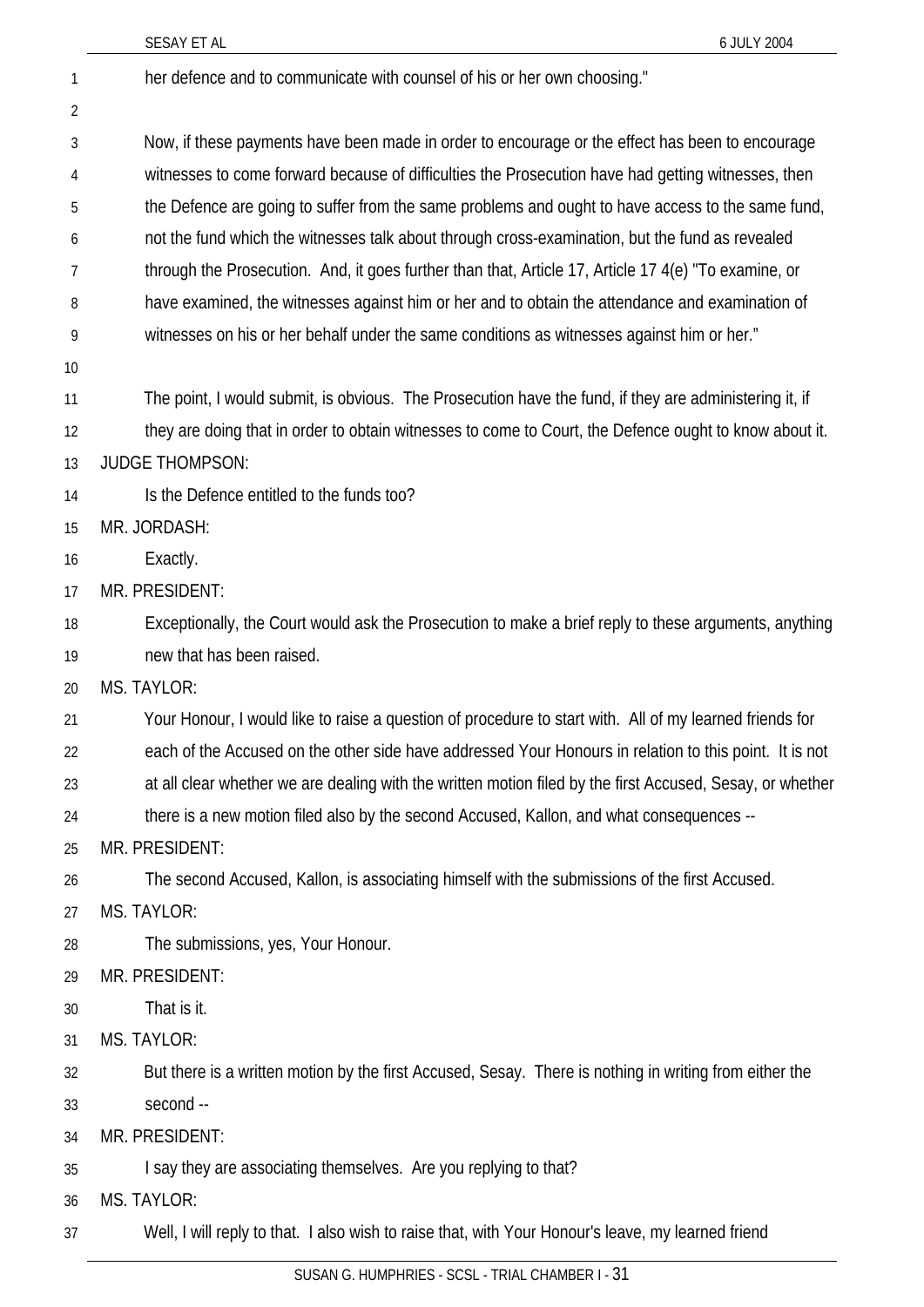her defence and to communicate with counsel of his or her own choosing."

Now, if these payments have been made in order to encourage or the effect has been to encourage witnesses to come forward because of difficulties the Prosecution have had getting witnesses, then the Defence are going to suffer from the same problems and ought to have access to the same fund, not the fund which the witnesses talk about through cross-examination, but the fund as revealed through the Prosecution. And, it goes further than that, Article 17, Article 17 4(e) "To examine, or have examined, the witnesses against him or her and to obtain the attendance and examination of witnesses on his or her behalf under the same conditions as witnesses against him or her."

The point, I would submit, is obvious. The Prosecution have the fund, if they are administering it, if they are doing that in order to obtain witnesses to come to Court, the Defence ought to know about it.

JUDGE THOMPSON:

Is the Defence entitled to the funds too?

MR. JORDASH:

Exactly.

MR. PRESIDENT:

Exceptionally, the Court would ask the Prosecution to make a brief reply to these arguments, anything new that has been raised.

MS. TAYLOR:

Your Honour, I would like to raise a question of procedure to start with. All of my learned friends for each of the Accused on the other side have addressed Your Honours in relation to this point. It is not at all clear whether we are dealing with the written motion filed by the first Accused, Sesay, or whether there is a new motion filed also by the second Accused, Kallon, and what consequences --

MR. PRESIDENT:

The second Accused, Kallon, is associating himself with the submissions of the first Accused.

MS. TAYLOR:

The submissions, yes, Your Honour.

MR. PRESIDENT:

That is it.

MS. TAYLOR:

But there is a written motion by the first Accused, Sesay. There is nothing in writing from either the second --

MR. PRESIDENT:

I say they are associating themselves. Are you replying to that?

MS. TAYLOR:

Well, I will reply to that. I also wish to raise that, with Your Honour's leave, my learned friend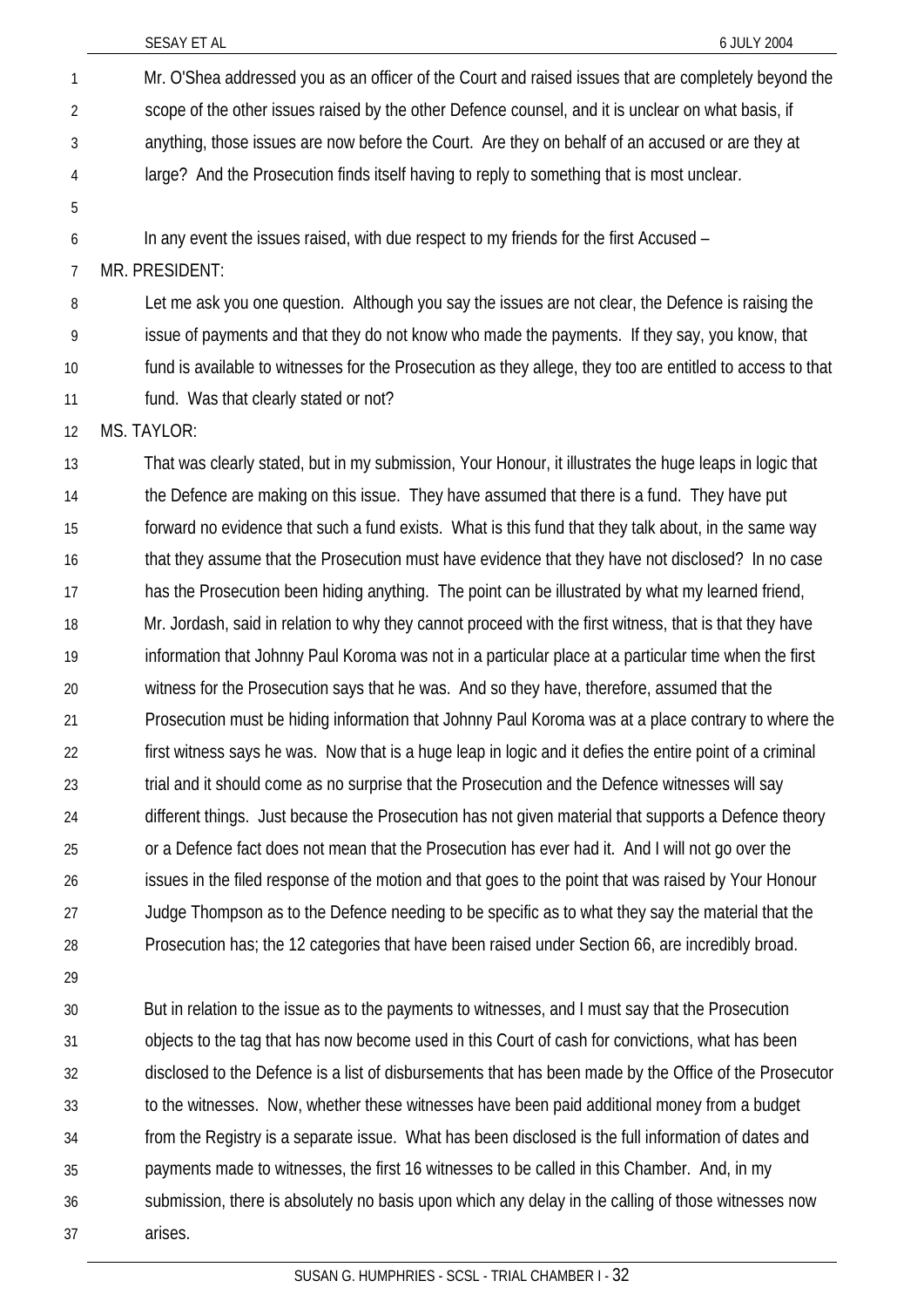Mr. O'Shea addressed you as an officer of the Court and raised issues that are completely beyond the scope of the other issues raised by the other Defence counsel, and it is unclear on what basis, if anything, those issues are now before the Court. Are they on behalf of an accused or are they at large? And the Prosecution finds itself having to reply to something that is most unclear.

In any event the issues raised, with due respect to my friends for the first Accused –

MR. PRESIDENT:

Let me ask you one question. Although you say the issues are not clear, the Defence is raising the issue of payments and that they do not know who made the payments. If they say, you know, that fund is available to witnesses for the Prosecution as they allege, they too are entitled to access to that fund. Was that clearly stated or not?

MS. TAYLOR:

That was clearly stated, but in my submission, Your Honour, it illustrates the huge leaps in logic that the Defence are making on this issue. They have assumed that there is a fund. They have put forward no evidence that such a fund exists. What is this fund that they talk about, in the same way that they assume that the Prosecution must have evidence that they have not disclosed? In no case has the Prosecution been hiding anything. The point can be illustrated by what my learned friend, Mr. Jordash, said in relation to why they cannot proceed with the first witness, that is that they have information that Johnny Paul Koroma was not in a particular place at a particular time when the first witness for the Prosecution says that he was. And so they have, therefore, assumed that the Prosecution must be hiding information that Johnny Paul Koroma was at a place contrary to where the first witness says he was. Now that is a huge leap in logic and it defies the entire point of a criminal trial and it should come as no surprise that the Prosecution and the Defence witnesses will say different things. Just because the Prosecution has not given material that supports a Defence theory or a Defence fact does not mean that the Prosecution has ever had it. And I will not go over the issues in the filed response of the motion and that goes to the point that was raised by Your Honour Judge Thompson as to the Defence needing to be specific as to what they say the material that the Prosecution has; the 12 categories that have been raised under Section 66, are incredibly broad.

But in relation to the issue as to the payments to witnesses, and I must say that the Prosecution objects to the tag that has now become used in this Court of cash for convictions, what has been disclosed to the Defence is a list of disbursements that has been made by the Office of the Prosecutor to the witnesses. Now, whether these witnesses have been paid additional money from a budget from the Registry is a separate issue. What has been disclosed is the full information of dates and payments made to witnesses, the first 16 witnesses to be called in this Chamber. And, in my submission, there is absolutely no basis upon which any delay in the calling of those witnesses now arises.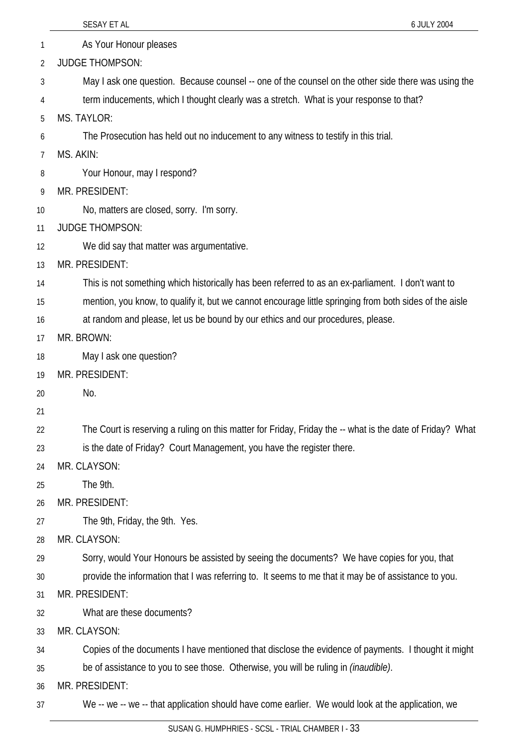As Your Honour pleases

JUDGE THOMPSON:

May I ask one question. Because counsel -- one of the counsel on the other side there was using the term inducements, which I thought clearly was a stretch. What is your response to that?

MS. TAYLOR:

The Prosecution has held out no inducement to any witness to testify in this trial.

MS. AKIN:

Your Honour, may I respond?

MR. PRESIDENT:

No, matters are closed, sorry. I'm sorry.

JUDGE THOMPSON:

We did say that matter was argumentative.

MR. PRESIDENT:

This is not something which historically has been referred to as an ex-parliament. I don't want to mention, you know, to qualify it, but we cannot encourage little springing from both sides of the aisle at random and please, let us be bound by our ethics and our procedures, please.

MR. BROWN:

May I ask one question?

MR. PRESIDENT:

No.

The Court is reserving a ruling on this matter for Friday, Friday the -- what is the date of Friday? What is the date of Friday? Court Management, you have the register there.

MR. CLAYSON:

The 9th.

MR. PRESIDENT:

The 9th, Friday, the 9th. Yes.

MR. CLAYSON:

Sorry, would Your Honours be assisted by seeing the documents? We have copies for you, that provide the information that I was referring to. It seems to me that it may be of assistance to you.

MR. PRESIDENT:

What are these documents?

MR. CLAYSON:

Copies of the documents I have mentioned that disclose the evidence of payments. I thought it might be of assistance to you to see those. Otherwise, you will be ruling in *(inaudible)*.

MR. PRESIDENT:

We -- we -- we -- that application should have come earlier. We would look at the application, we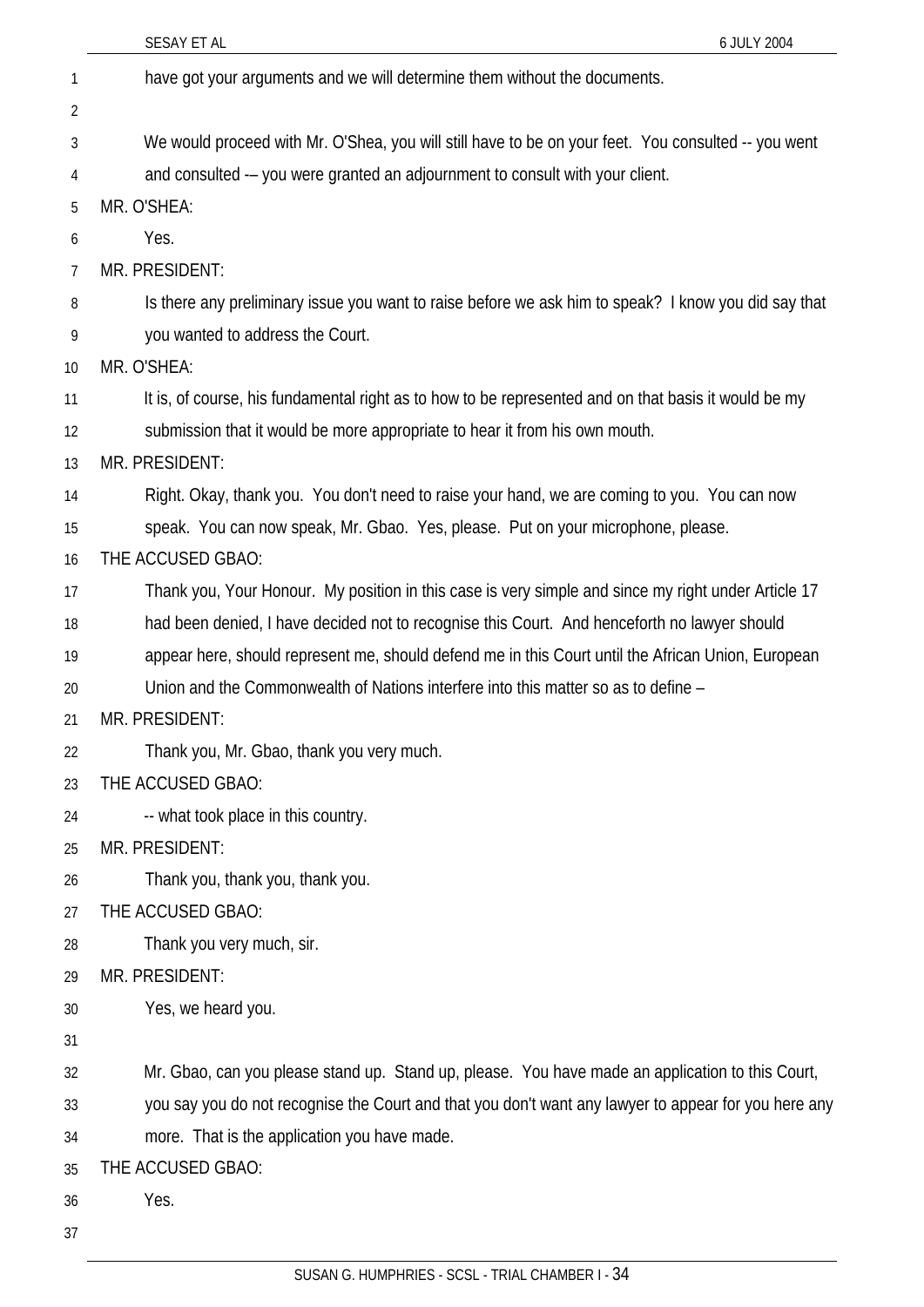have got your arguments and we will determine them without the documents.

We would proceed with Mr. O'Shea, you will still have to be on your feet. You consulted -- you went and consulted -– you were granted an adjournment to consult with your client.

MR. O'SHEA:

Yes.

MR. PRESIDENT:

Is there any preliminary issue you want to raise before we ask him to speak? I know you did say that you wanted to address the Court.

MR. O'SHEA:

It is, of course, his fundamental right as to how to be represented and on that basis it would be my submission that it would be more appropriate to hear it from his own mouth.

MR. PRESIDENT:

Right. Okay, thank you. You don't need to raise your hand, we are coming to you. You can now speak. You can now speak, Mr. Gbao. Yes, please. Put on your microphone, please.

THE ACCUSED GBAO:

Thank you, Your Honour. My position in this case is very simple and since my right under Article 17 had been denied, I have decided not to recognise this Court. And henceforth no lawyer should appear here, should represent me, should defend me in this Court until the African Union, European Union and the Commonwealth of Nations interfere into this matter so as to define –

MR. PRESIDENT:

Thank you, Mr. Gbao, thank you very much.

THE ACCUSED GBAO:

-- what took place in this country.

MR. PRESIDENT:

Thank you, thank you, thank you.

THE ACCUSED GBAO:

Thank you very much, sir.

MR. PRESIDENT:

Yes, we heard you.

Mr. Gbao, can you please stand up. Stand up, please. You have made an application to this Court, you say you do not recognise the Court and that you don't want any lawyer to appear for you here any more. That is the application you have made.

THE ACCUSED GBAO:

Yes.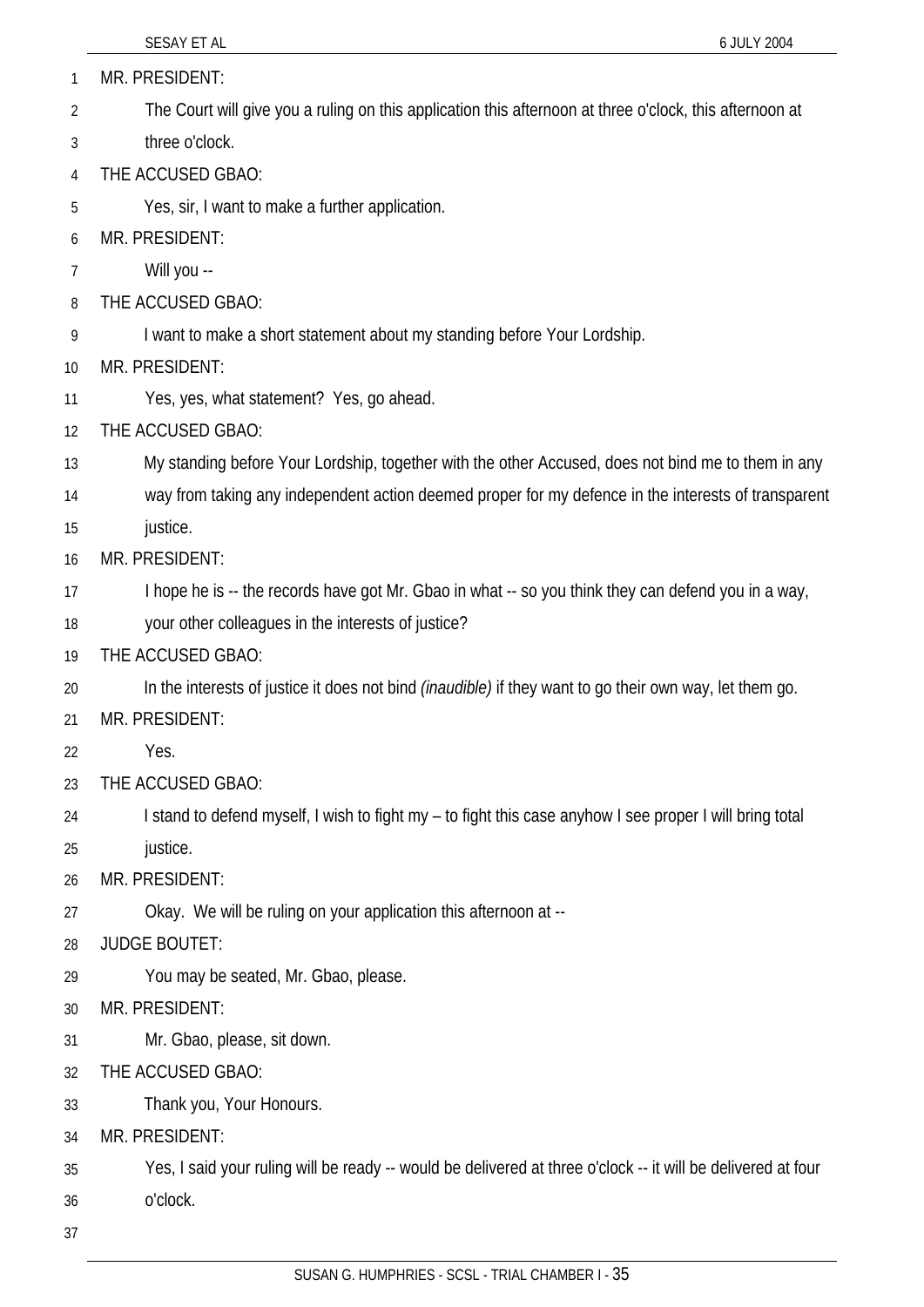MR. PRESIDENT:

The Court will give you a ruling on this application this afternoon at three o'clock, this afternoon at three o'clock.

THE ACCUSED GBAO:

Yes, sir, I want to make a further application.

MR. PRESIDENT:

Will you --

THE ACCUSED GBAO:

I want to make a short statement about my standing before Your Lordship.

MR. PRESIDENT:

Yes, yes, what statement? Yes, go ahead.

THE ACCUSED GBAO:

My standing before Your Lordship, together with the other Accused, does not bind me to them in any way from taking any independent action deemed proper for my defence in the interests of transparent justice.

MR. PRESIDENT:

I hope he is -- the records have got Mr. Gbao in what -- so you think they can defend you in a way, your other colleagues in the interests of justice?

THE ACCUSED GBAO:

In the interests of justice it does not bind *(inaudible)* if they want to go their own way, let them go.

MR. PRESIDENT:

Yes.

THE ACCUSED GBAO:

I stand to defend myself, I wish to fight my – to fight this case anyhow I see proper I will bring total justice.

MR. PRESIDENT:

Okay. We will be ruling on your application this afternoon at --

JUDGE BOUTET:

You may be seated, Mr. Gbao, please.

MR. PRESIDENT:

Mr. Gbao, please, sit down.

THE ACCUSED GBAO:

Thank you, Your Honours.

MR. PRESIDENT:

Yes, I said your ruling will be ready -- would be delivered at three o'clock -- it will be delivered at four o'clock.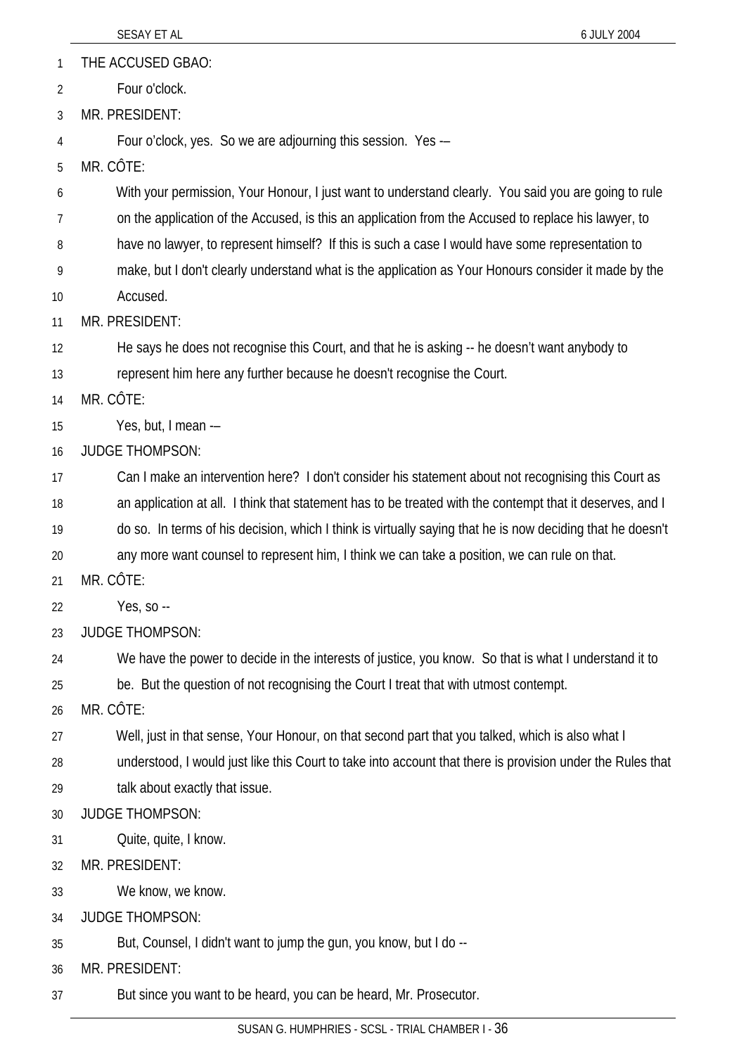THE ACCUSED GBAO:

Four o'clock.

MR. PRESIDENT:

Four o'clock, yes. So we are adjourning this session. Yes -—

MR. CÔTE:

With your permission, Your Honour, I just want to understand clearly. You said you are going to rule on the application of the Accused, is this an application from the Accused to replace his lawyer, to have no lawyer, to represent himself? If this is such a case I would have some representation to make, but I don't clearly understand what is the application as Your Honours consider it made by the Accused.

MR. PRESIDENT:

He says he does not recognise this Court, and that he is asking -- he doesn't want anybody to represent him here any further because he doesn't recognise the Court.

MR. CÔTE:

Yes, but, I mean -—

JUDGE THOMPSON:

Can I make an intervention here? I don't consider his statement about not recognising this Court as an application at all. I think that statement has to be treated with the contempt that it deserves, and I do so. In terms of his decision, which I think is virtually saying that he is now deciding that he doesn't any more want counsel to represent him, I think we can take a position, we can rule on that.

MR. CÔTE:

Yes, so --

JUDGE THOMPSON:

We have the power to decide in the interests of justice, you know. So that is what I understand it to be. But the question of not recognising the Court I treat that with utmost contempt.

MR. CÔTE:

Well, just in that sense, Your Honour, on that second part that you talked, which is also what I understood, I would just like this Court to take into account that there is provision under the Rules that talk about exactly that issue.

JUDGE THOMPSON:

Quite, quite, I know.

MR. PRESIDENT:

We know, we know.

JUDGE THOMPSON:

But, Counsel, I didn't want to jump the gun, you know, but I do --

MR. PRESIDENT:

But since you want to be heard, you can be heard, Mr. Prosecutor.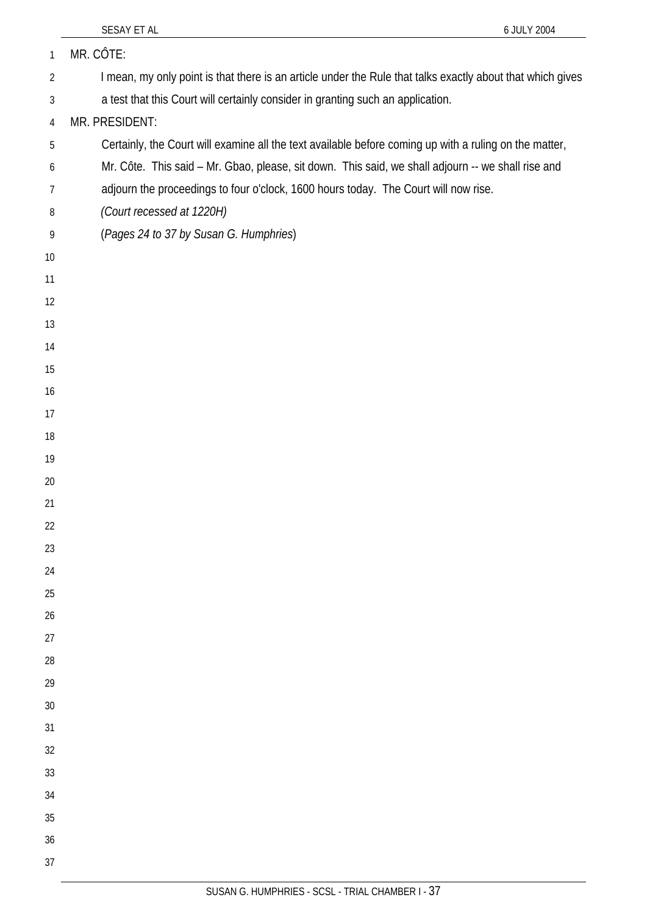MR. CÔTE:

I mean, my only point is that there is an article under the Rule that talks exactly about that which gives a test that this Court will certainly consider in granting such an application.

MR. PRESIDENT:

Certainly, the Court will examine all the text available before coming up with a ruling on the matter, Mr. Côte. This said – Mr. Gbao, please, sit down. This said, we shall adjourn -- we shall rise and adjourn the proceedings to four o'clock, 1600 hours today. The Court will now rise.

*(Court recessed at 1220H)*

(*Pages 24 to 37 by Susan G. Humphries*)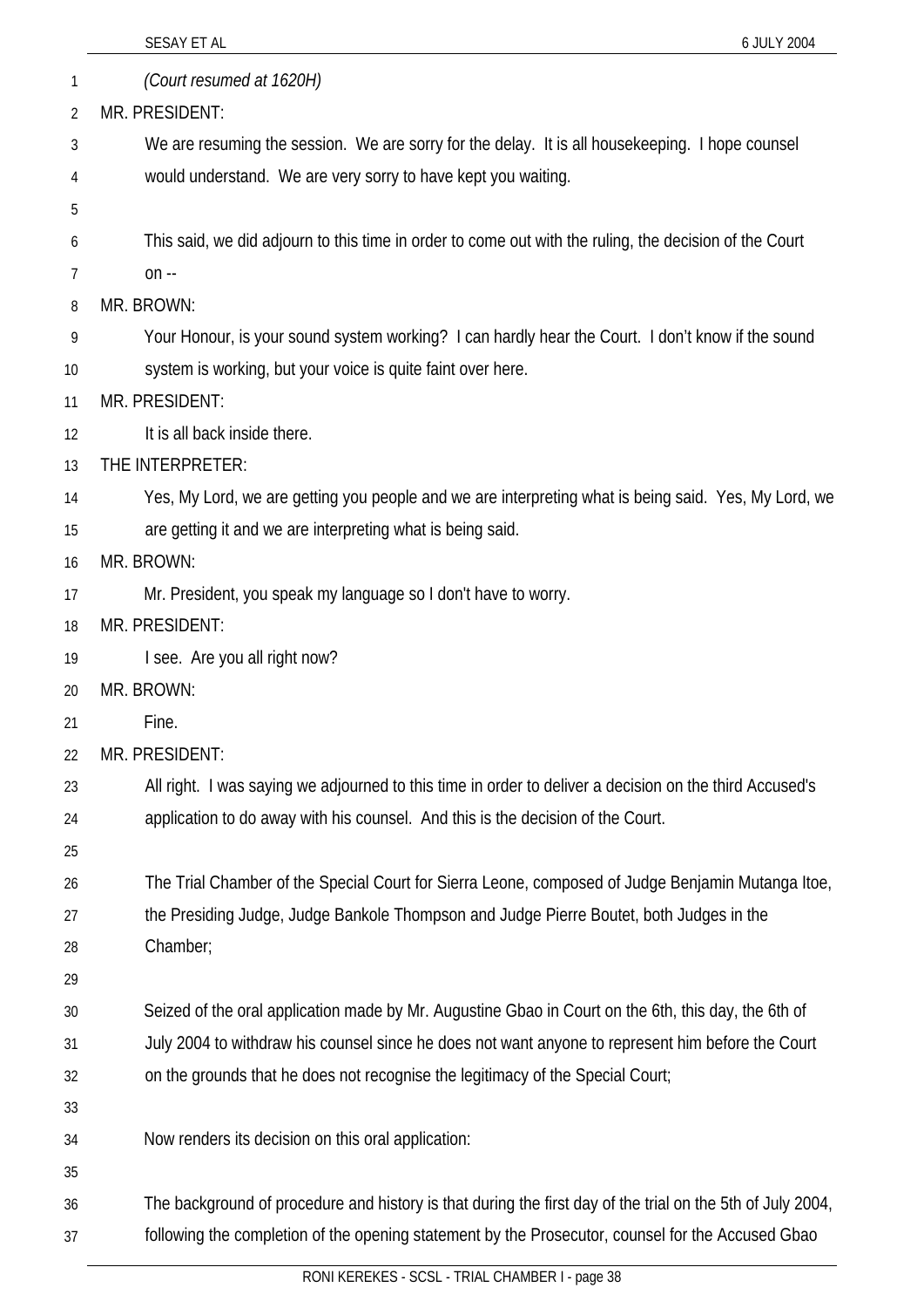*(Court resumed at 1620H)*

MR. PRESIDENT:

We are resuming the session. We are sorry for the delay. It is all housekeeping. I hope counsel would understand. We are very sorry to have kept you waiting.

This said, we did adjourn to this time in order to come out with the ruling, the decision of the Court on --

MR. BROWN:

Your Honour, is your sound system working? I can hardly hear the Court. I don't know if the sound system is working, but your voice is quite faint over here.

MR. PRESIDENT:

It is all back inside there.

THE INTERPRETER:

Yes, My Lord, we are getting you people and we are interpreting what is being said. Yes, My Lord, we are getting it and we are interpreting what is being said.

MR. BROWN:

Mr. President, you speak my language so I don't have to worry.

MR. PRESIDENT:

I see. Are you all right now?

MR. BROWN:

Fine.

MR. PRESIDENT:

All right. I was saying we adjourned to this time in order to deliver a decision on the third Accused's application to do away with his counsel. And this is the decision of the Court.

The Trial Chamber of the Special Court for Sierra Leone, composed of Judge Benjamin Mutanga Itoe, the Presiding Judge, Judge Bankole Thompson and Judge Pierre Boutet, both Judges in the Chamber;

Seized of the oral application made by Mr. Augustine Gbao in Court on the 6th, this day, the 6th of July 2004 to withdraw his counsel since he does not want anyone to represent him before the Court on the grounds that he does not recognise the legitimacy of the Special Court;

Now renders its decision on this oral application:

The background of procedure and history is that during the first day of the trial on the 5th of July 2004, following the completion of the opening statement by the Prosecutor, counsel for the Accused Gbao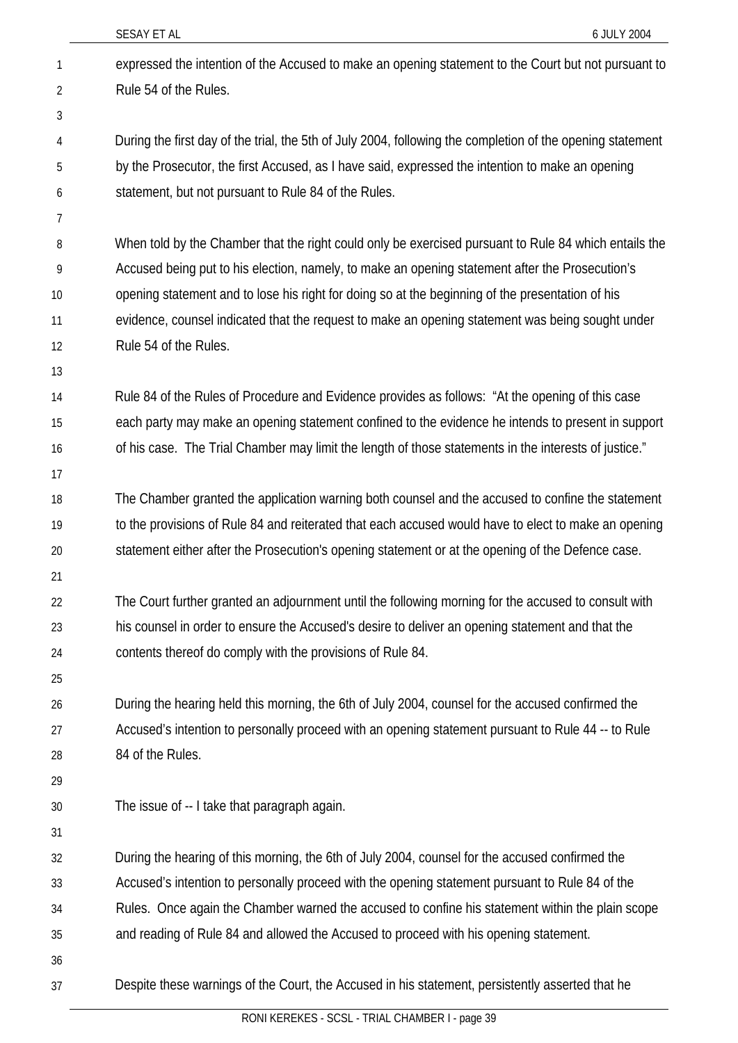expressed the intention of the Accused to make an opening statement to the Court but not pursuant to Rule 54 of the Rules.

During the first day of the trial, the 5th of July 2004, following the completion of the opening statement by the Prosecutor, the first Accused, as I have said, expressed the intention to make an opening statement, but not pursuant to Rule 84 of the Rules.

When told by the Chamber that the right could only be exercised pursuant to Rule 84 which entails the Accused being put to his election, namely, to make an opening statement after the Prosecution's opening statement and to lose his right for doing so at the beginning of the presentation of his evidence, counsel indicated that the request to make an opening statement was being sought under Rule 54 of the Rules.

Rule 84 of the Rules of Procedure and Evidence provides as follows: "At the opening of this case each party may make an opening statement confined to the evidence he intends to present in support of his case. The Trial Chamber may limit the length of those statements in the interests of justice."

The Chamber granted the application warning both counsel and the accused to confine the statement to the provisions of Rule 84 and reiterated that each accused would have to elect to make an opening statement either after the Prosecution's opening statement or at the opening of the Defence case.

The Court further granted an adjournment until the following morning for the accused to consult with his counsel in order to ensure the Accused's desire to deliver an opening statement and that the contents thereof do comply with the provisions of Rule 84.

During the hearing held this morning, the 6th of July 2004, counsel for the accused confirmed the Accused's intention to personally proceed with an opening statement pursuant to Rule 44 -- to Rule 84 of the Rules.

The issue of -- I take that paragraph again.

During the hearing of this morning, the 6th of July 2004, counsel for the accused confirmed the Accused's intention to personally proceed with the opening statement pursuant to Rule 84 of the Rules. Once again the Chamber warned the accused to confine his statement within the plain scope and reading of Rule 84 and allowed the Accused to proceed with his opening statement.

Despite these warnings of the Court, the Accused in his statement, persistently asserted that he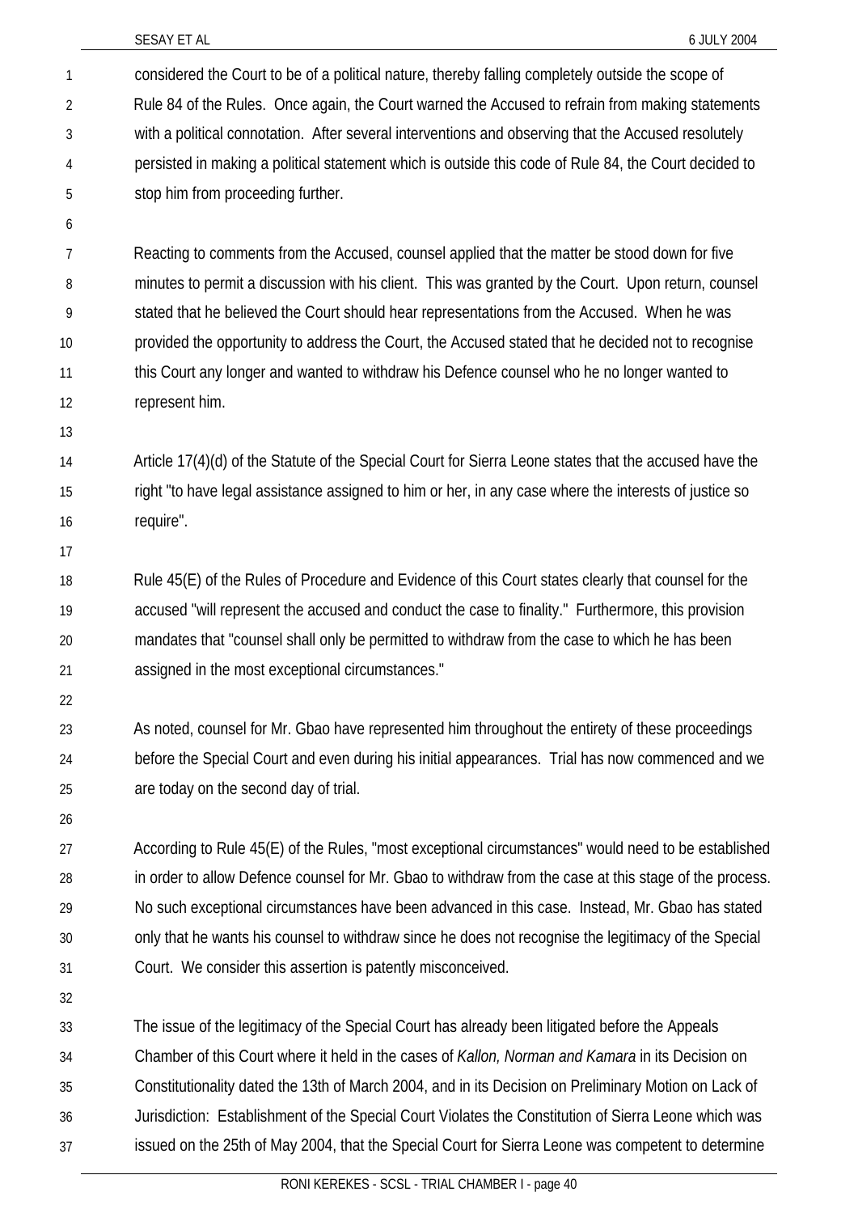considered the Court to be of a political nature, thereby falling completely outside the scope of Rule 84 of the Rules. Once again, the Court warned the Accused to refrain from making statements with a political connotation. After several interventions and observing that the Accused resolutely persisted in making a political statement which is outside this code of Rule 84, the Court decided to stop him from proceeding further.

Reacting to comments from the Accused, counsel applied that the matter be stood down for five minutes to permit a discussion with his client. This was granted by the Court. Upon return, counsel stated that he believed the Court should hear representations from the Accused. When he was provided the opportunity to address the Court, the Accused stated that he decided not to recognise this Court any longer and wanted to withdraw his Defence counsel who he no longer wanted to represent him.

Article 17(4)(d) of the Statute of the Special Court for Sierra Leone states that the accused have the right "to have legal assistance assigned to him or her, in any case where the interests of justice so require".

Rule 45(E) of the Rules of Procedure and Evidence of this Court states clearly that counsel for the accused "will represent the accused and conduct the case to finality." Furthermore, this provision mandates that "counsel shall only be permitted to withdraw from the case to which he has been assigned in the most exceptional circumstances."

As noted, counsel for Mr. Gbao have represented him throughout the entirety of these proceedings before the Special Court and even during his initial appearances. Trial has now commenced and we are today on the second day of trial.

According to Rule 45(E) of the Rules, "most exceptional circumstances" would need to be established in order to allow Defence counsel for Mr. Gbao to withdraw from the case at this stage of the process. No such exceptional circumstances have been advanced in this case. Instead, Mr. Gbao has stated only that he wants his counsel to withdraw since he does not recognise the legitimacy of the Special Court. We consider this assertion is patently misconceived.

The issue of the legitimacy of the Special Court has already been litigated before the Appeals Chamber of this Court where it held in the cases of *Kallon, Norman and Kamara* in its Decision on Constitutionality dated the 13th of March 2004, and in its Decision on Preliminary Motion on Lack of Jurisdiction: Establishment of the Special Court Violates the Constitution of Sierra Leone which was issued on the 25th of May 2004, that the Special Court for Sierra Leone was competent to determine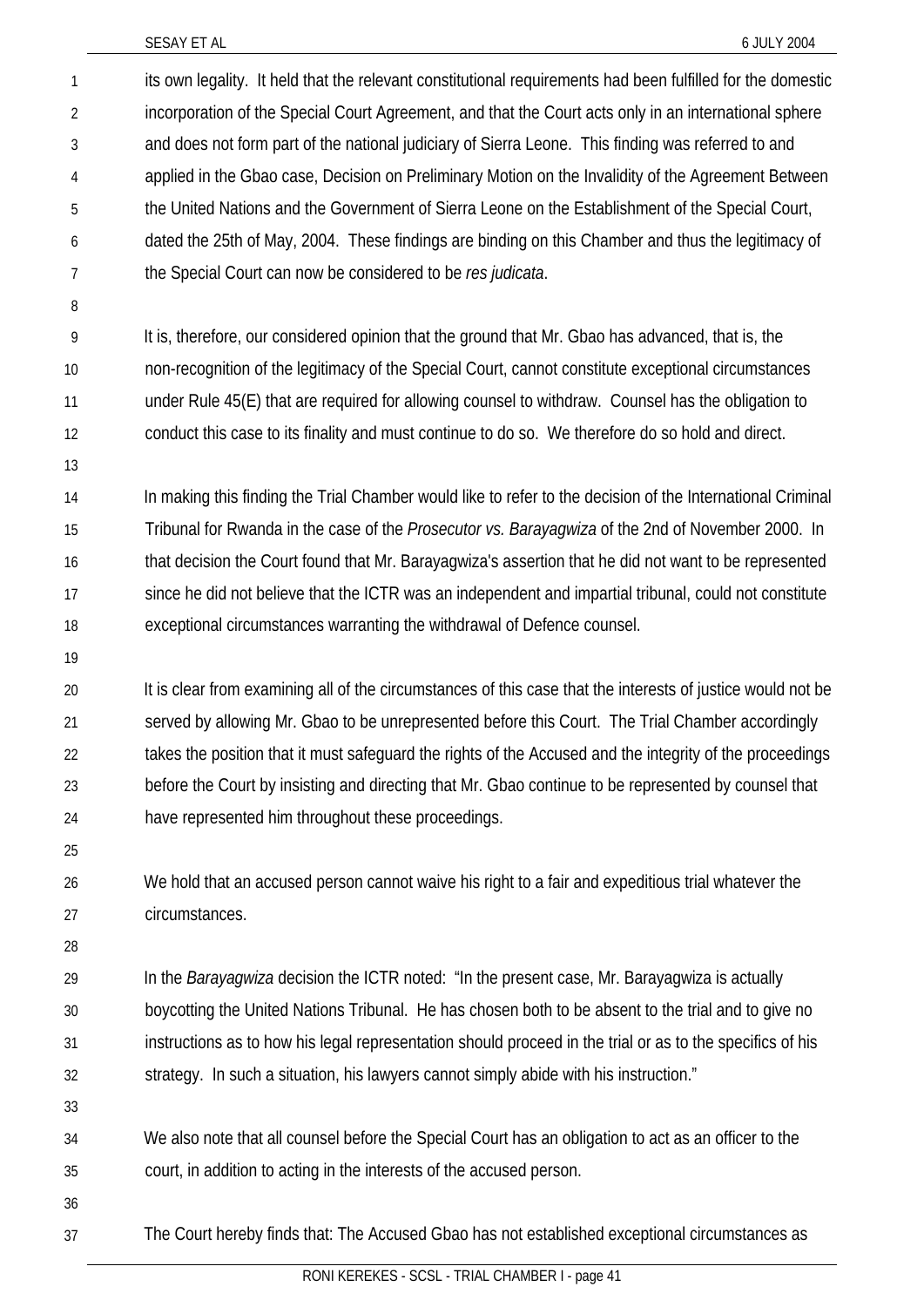its own legality. It held that the relevant constitutional requirements had been fulfilled for the domestic incorporation of the Special Court Agreement, and that the Court acts only in an international sphere and does not form part of the national judiciary of Sierra Leone. This finding was referred to and applied in the Gbao case, Decision on Preliminary Motion on the Invalidity of the Agreement Between the United Nations and the Government of Sierra Leone on the Establishment of the Special Court, dated the 25th of May, 2004. These findings are binding on this Chamber and thus the legitimacy of the Special Court can now be considered to be *res judicata*.

It is, therefore, our considered opinion that the ground that Mr. Gbao has advanced, that is, the non-recognition of the legitimacy of the Special Court, cannot constitute exceptional circumstances under Rule 45(E) that are required for allowing counsel to withdraw. Counsel has the obligation to conduct this case to its finality and must continue to do so. We therefore do so hold and direct.

In making this finding the Trial Chamber would like to refer to the decision of the International Criminal Tribunal for Rwanda in the case of the *Prosecutor vs. Barayagwiza* of the 2nd of November 2000. In that decision the Court found that Mr. Barayagwiza's assertion that he did not want to be represented since he did not believe that the ICTR was an independent and impartial tribunal, could not constitute exceptional circumstances warranting the withdrawal of Defence counsel.

It is clear from examining all of the circumstances of this case that the interests of justice would not be served by allowing Mr. Gbao to be unrepresented before this Court. The Trial Chamber accordingly takes the position that it must safeguard the rights of the Accused and the integrity of the proceedings before the Court by insisting and directing that Mr. Gbao continue to be represented by counsel that have represented him throughout these proceedings.

We hold that an accused person cannot waive his right to a fair and expeditious trial whatever the circumstances.

In the *Barayagwiza* decision the ICTR noted: "In the present case, Mr. Barayagwiza is actually boycotting the United Nations Tribunal. He has chosen both to be absent to the trial and to give no instructions as to how his legal representation should proceed in the trial or as to the specifics of his strategy. In such a situation, his lawyers cannot simply abide with his instruction."

We also note that all counsel before the Special Court has an obligation to act as an officer to the court, in addition to acting in the interests of the accused person.

The Court hereby finds that: The Accused Gbao has not established exceptional circumstances as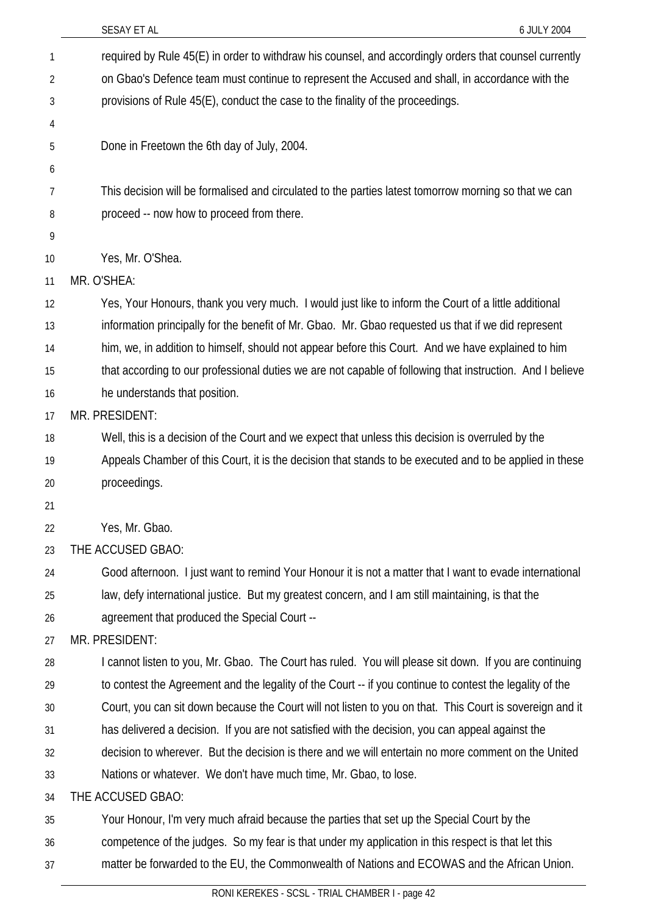required by Rule 45(E) in order to withdraw his counsel, and accordingly orders that counsel currently on Gbao's Defence team must continue to represent the Accused and shall, in accordance with the provisions of Rule 45(E), conduct the case to the finality of the proceedings.

Done in Freetown the 6th day of July, 2004.

This decision will be formalised and circulated to the parties latest tomorrow morning so that we can proceed -- now how to proceed from there.

Yes, Mr. O'Shea.

MR. O'SHEA:

Yes, Your Honours, thank you very much. I would just like to inform the Court of a little additional information principally for the benefit of Mr. Gbao. Mr. Gbao requested us that if we did represent him, we, in addition to himself, should not appear before this Court. And we have explained to him that according to our professional duties we are not capable of following that instruction. And I believe he understands that position.

MR. PRESIDENT:

Well, this is a decision of the Court and we expect that unless this decision is overruled by the Appeals Chamber of this Court, it is the decision that stands to be executed and to be applied in these proceedings.

Yes, Mr. Gbao.

THE ACCUSED GBAO:

Good afternoon. I just want to remind Your Honour it is not a matter that I want to evade international law, defy international justice. But my greatest concern, and I am still maintaining, is that the agreement that produced the Special Court --

MR. PRESIDENT:

I cannot listen to you, Mr. Gbao. The Court has ruled. You will please sit down. If you are continuing to contest the Agreement and the legality of the Court -- if you continue to contest the legality of the Court, you can sit down because the Court will not listen to you on that. This Court is sovereign and it has delivered a decision. If you are not satisfied with the decision, you can appeal against the decision to wherever. But the decision is there and we will entertain no more comment on the United Nations or whatever. We don't have much time, Mr. Gbao, to lose.

THE ACCUSED GBAO:

Your Honour, I'm very much afraid because the parties that set up the Special Court by the competence of the judges. So my fear is that under my application in this respect is that let this matter be forwarded to the EU, the Commonwealth of Nations and ECOWAS and the African Union.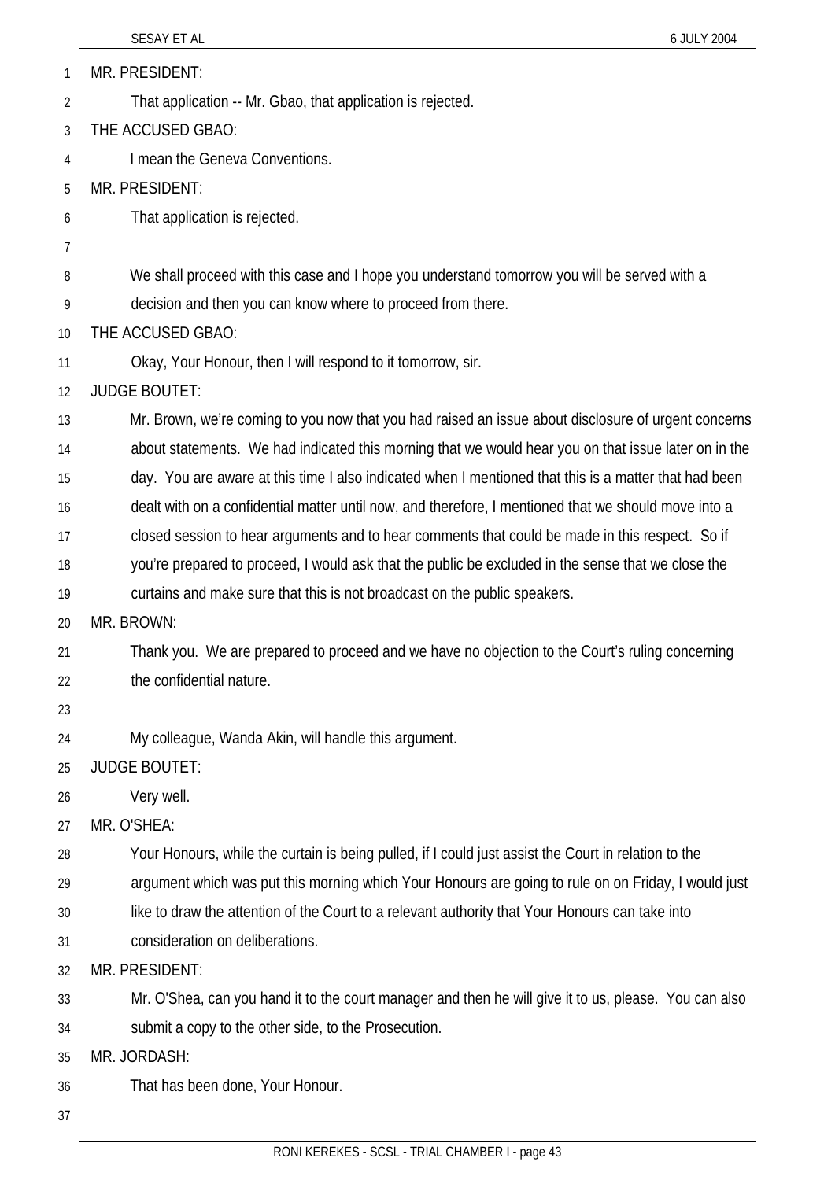MR. PRESIDENT:

That application -- Mr. Gbao, that application is rejected.

THE ACCUSED GBAO:

I mean the Geneva Conventions.

MR. PRESIDENT:

That application is rejected.

We shall proceed with this case and I hope you understand tomorrow you will be served with a decision and then you can know where to proceed from there.

THE ACCUSED GBAO:

Okay, Your Honour, then I will respond to it tomorrow, sir.

JUDGE BOUTET:

Mr. Brown, we're coming to you now that you had raised an issue about disclosure of urgent concerns about statements. We had indicated this morning that we would hear you on that issue later on in the day. You are aware at this time I also indicated when I mentioned that this is a matter that had been dealt with on a confidential matter until now, and therefore, I mentioned that we should move into a closed session to hear arguments and to hear comments that could be made in this respect. So if you're prepared to proceed, I would ask that the public be excluded in the sense that we close the curtains and make sure that this is not broadcast on the public speakers.

MR. BROWN:

Thank you. We are prepared to proceed and we have no objection to the Court's ruling concerning the confidential nature.

My colleague, Wanda Akin, will handle this argument.

JUDGE BOUTET:

Very well.

MR. O'SHEA:

Your Honours, while the curtain is being pulled, if I could just assist the Court in relation to the argument which was put this morning which Your Honours are going to rule on on Friday, I would just like to draw the attention of the Court to a relevant authority that Your Honours can take into consideration on deliberations.

MR. PRESIDENT:

Mr. O'Shea, can you hand it to the court manager and then he will give it to us, please. You can also submit a copy to the other side, to the Prosecution.

MR. JORDASH:

That has been done, Your Honour.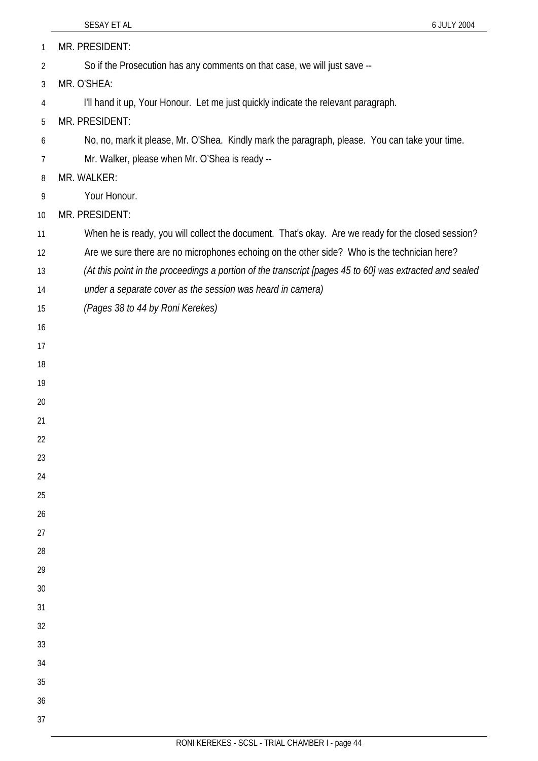MR. PRESIDENT:

So if the Prosecution has any comments on that case, we will just save --

MR. O'SHEA:

I'll hand it up, Your Honour. Let me just quickly indicate the relevant paragraph.

MR. PRESIDENT:

No, no, mark it please, Mr. O'Shea. Kindly mark the paragraph, please. You can take your time. Mr. Walker, please when Mr. O'Shea is ready --

MR. WALKER:

Your Honour.

MR. PRESIDENT:

When he is ready, you will collect the document. That's okay. Are we ready for the closed session? Are we sure there are no microphones echoing on the other side? Who is the technician here?

*(At this point in the proceedings a portion of the transcript [pages 45 to 60] was extracted and sealed under a separate cover as the session was heard in camera)*

*(Pages 38 to 44 by Roni Kerekes)*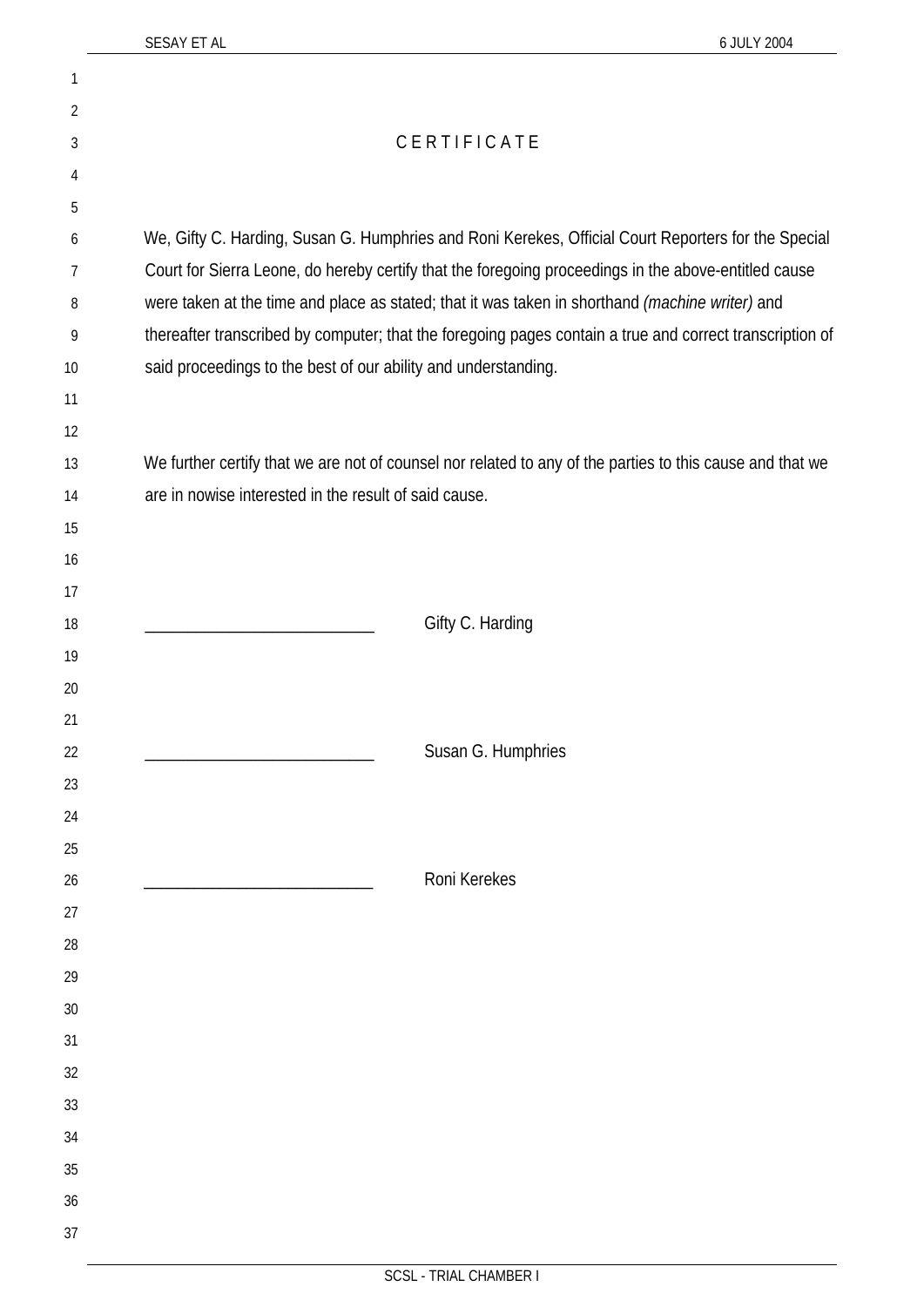# C E R T I F I C A T E

We, Gifty C. Harding, Susan G. Humphries and Roni Kerekes, Official Court Reporters for the Special Court for Sierra Leone, do hereby certify that the foregoing proceedings in the above-entitled cause were taken at the time and place as stated; that it was taken in shorthand *(machine writer)* and thereafter transcribed by computer; that the foregoing pages contain a true and correct transcription of said proceedings to the best of our ability and understanding.

We further certify that we are not of counsel nor related to any of the parties to this cause and that we are in nowise interested in the result of said cause.

___________________________ Gifty C. Harding

___________________________ Susan G. Humphries

___________________________ Roni Kerekes